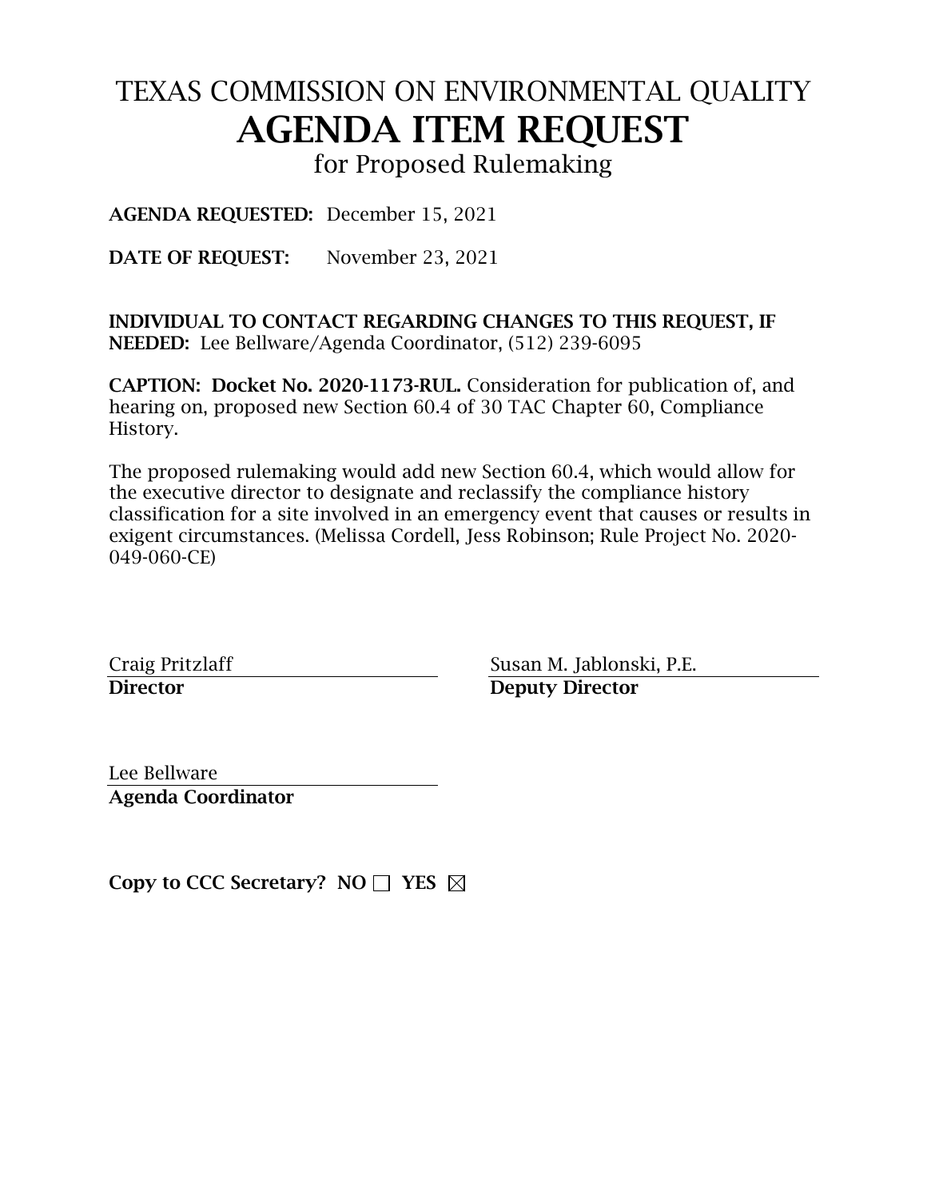# TEXAS COMMISSION ON ENVIRONMENTAL QUALITY

# AGENDA ITEM REQUEST

## for Proposed Rulemaking

**AGENDA REQUESTED:** December 15, 2021

**DATE OF REQUEST:** November 23, 2021

**INDIVIDUAL TO CONTACT REGARDING CHANGES TO THIS REQUEST, IF NEEDED:** Lee Bellware/Agenda Coordinator, (512) 239-6095

**CAPTION: Docket No. 2020-1173-RUL.** Consideration for publication of, and hearing on, proposed new Section 60.4 of 30 TAC Chapter 60, Compliance History.

The proposed rulemaking would add new Section 60.4, which would allow for the executive director to designate and reclassify the compliance history classification for a site involved in an emergency event that causes or results in exigent circumstances. (Melissa Cordell, Jess Robinson; Rule Project No. 2020-049-060-CE)

Craig Pritzlaff
**Director**

Susan M. Jablonski, P.E.
**Deputy Director**

Lee Bellware
**Agenda Coordinator**

**Copy to CCC Secretary?** NO ☐ YES ☒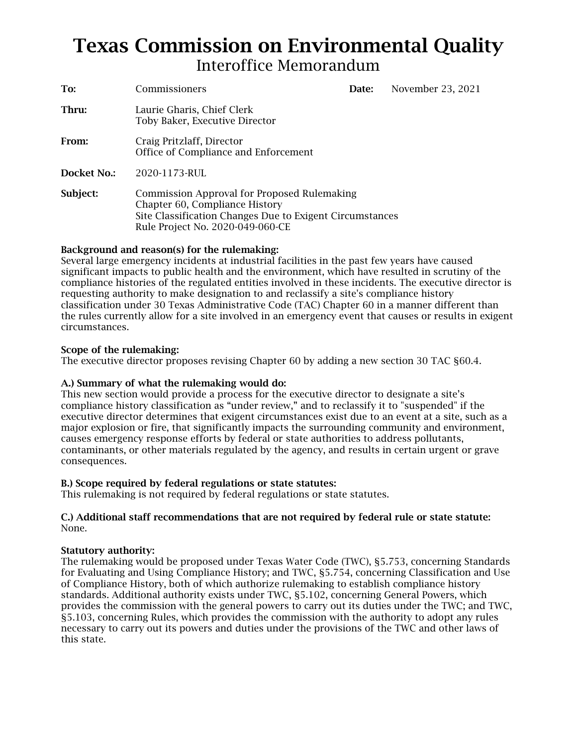# Texas Commission on Environmental Quality

## Interoffice Memorandum

**To:** Commissioners  **Date:** November 23, 2021

**Thru:** Laurie Gharis, Chief Clerk
Toby Baker, Executive Director

**From:** Craig Pritzlaff, Director
Office of Compliance and Enforcement

**Docket No.:** 2020-1173-RUL

**Subject:** Commission Approval for Proposed Rulemaking
Chapter 60, Compliance History
Site Classification Changes Due to Exigent Circumstances
Rule Project No. 2020-049-060-CE

**Background and reason(s) for the rulemaking:**
Several large emergency incidents at industrial facilities in the past few years have caused significant impacts to public health and the environment, which have resulted in scrutiny of the compliance histories of the regulated entities involved in these incidents. The executive director is requesting authority to make designation to and reclassify a site's compliance history classification under 30 Texas Administrative Code (TAC) Chapter 60 in a manner different than the rules currently allow for a site involved in an emergency event that causes or results in exigent circumstances.

**Scope of the rulemaking:**
The executive director proposes revising Chapter 60 by adding a new section 30 TAC §60.4.

**A.) Summary of what the rulemaking would do:**
This new section would provide a process for the executive director to designate a site's compliance history classification as "under review," and to reclassify it to "suspended" if the executive director determines that exigent circumstances exist due to an event at a site, such as a major explosion or fire, that significantly impacts the surrounding community and environment, causes emergency response efforts by federal or state authorities to address pollutants, contaminants, or other materials regulated by the agency, and results in certain urgent or grave consequences.

**B.) Scope required by federal regulations or state statutes:**
This rulemaking is not required by federal regulations or state statutes.

**C.) Additional staff recommendations that are not required by federal rule or state statute:**
None.

**Statutory authority:**
The rulemaking would be proposed under Texas Water Code (TWC), §5.753, concerning Standards for Evaluating and Using Compliance History; and TWC, §5.754, concerning Classification and Use of Compliance History, both of which authorize rulemaking to establish compliance history standards. Additional authority exists under TWC, §5.102, concerning General Powers, which provides the commission with the general powers to carry out its duties under the TWC; and TWC, §5.103, concerning Rules, which provides the commission with the authority to adopt any rules necessary to carry out its powers and duties under the provisions of the TWC and other laws of this state.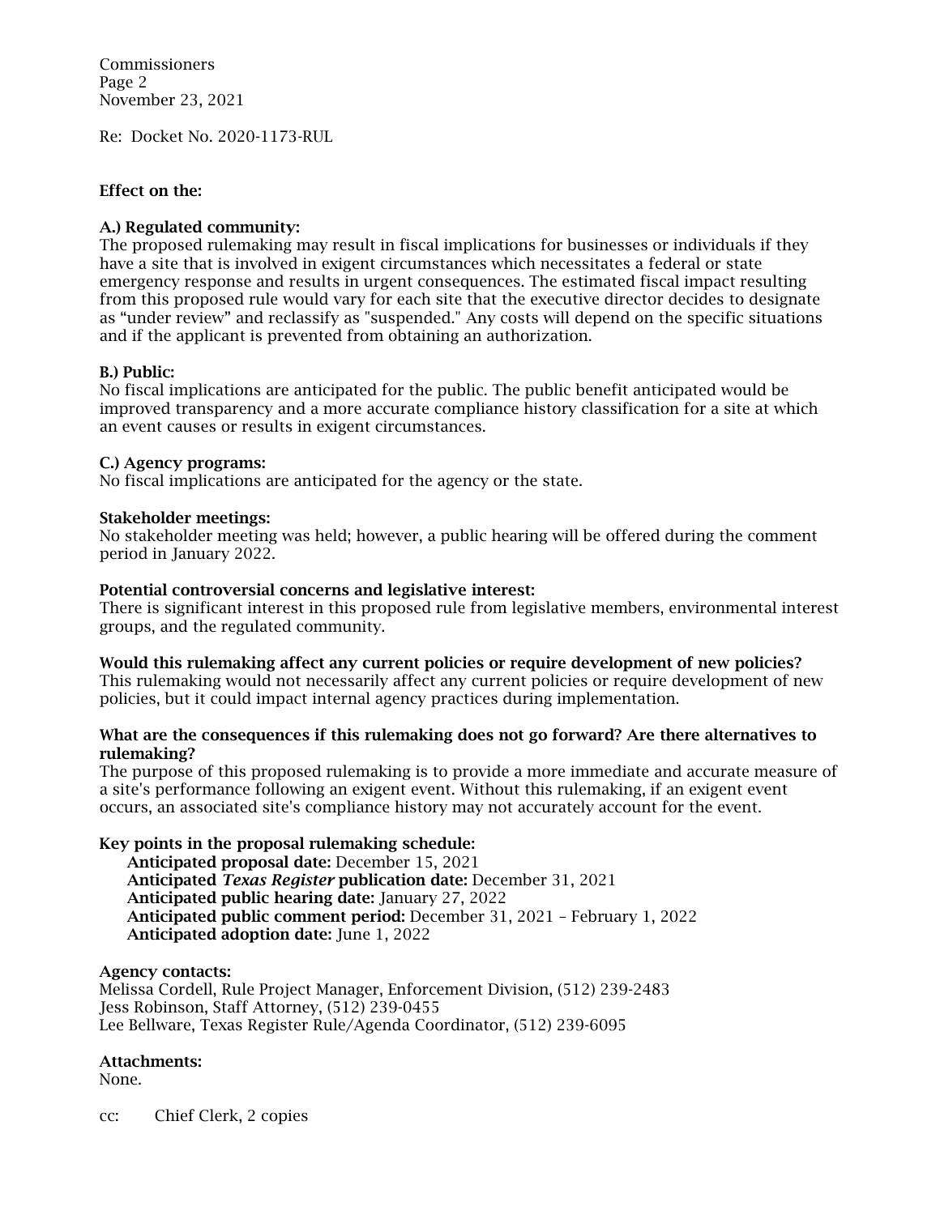Re: Docket No. 2020-1173-RUL

**Effect on the:**

**A.) Regulated community:**
The proposed rulemaking may result in fiscal implications for businesses or individuals if they have a site that is involved in exigent circumstances which necessitates a federal or state emergency response and results in urgent consequences. The estimated fiscal impact resulting from this proposed rule would vary for each site that the executive director decides to designate as "under review" and reclassify as "suspended." Any costs will depend on the specific situations and if the applicant is prevented from obtaining an authorization.

**B.) Public:**
No fiscal implications are anticipated for the public. The public benefit anticipated would be improved transparency and a more accurate compliance history classification for a site at which an event causes or results in exigent circumstances.

**C.) Agency programs:**
No fiscal implications are anticipated for the agency or the state.

**Stakeholder meetings:**
No stakeholder meeting was held; however, a public hearing will be offered during the comment period in January 2022.

**Potential controversial concerns and legislative interest:**
There is significant interest in this proposed rule from legislative members, environmental interest groups, and the regulated community.

**Would this rulemaking affect any current policies or require development of new policies?**
This rulemaking would not necessarily affect any current policies or require development of new policies, but it could impact internal agency practices during implementation.

**What are the consequences if this rulemaking does not go forward? Are there alternatives to rulemaking?**
The purpose of this proposed rulemaking is to provide a more immediate and accurate measure of a site's performance following an exigent event. Without this rulemaking, if an exigent event occurs, an associated site's compliance history may not accurately account for the event.

**Key points in the proposal rulemaking schedule:**

**Anticipated proposal date:** December 15, 2021
**Anticipated *Texas Register* publication date:** December 31, 2021
**Anticipated public hearing date:** January 27, 2022
**Anticipated public comment period:** December 31, 2021 – February 1, 2022
**Anticipated adoption date:** June 1, 2022

**Agency contacts:**
Melissa Cordell, Rule Project Manager, Enforcement Division, (512) 239-2483
Jess Robinson, Staff Attorney, (512) 239-0455
Lee Bellware, Texas Register Rule/Agenda Coordinator, (512) 239-6095

**Attachments:**
None.

cc: Chief Clerk, 2 copies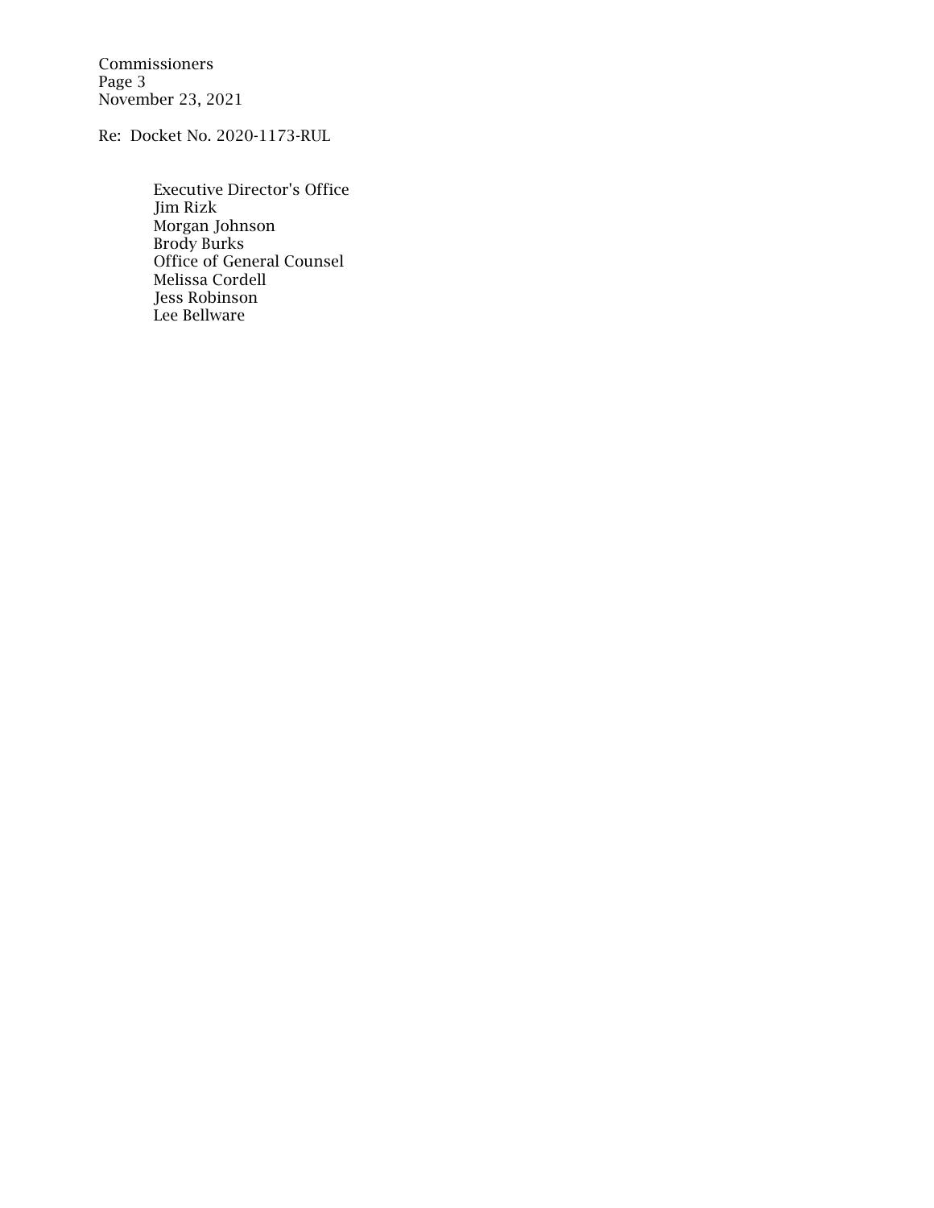Re: Docket No. 2020-1173-RUL

Executive Director's Office
Jim Rizk
Morgan Johnson
Brody Burks
Office of General Counsel
Melissa Cordell
Jess Robinson
Lee Bellware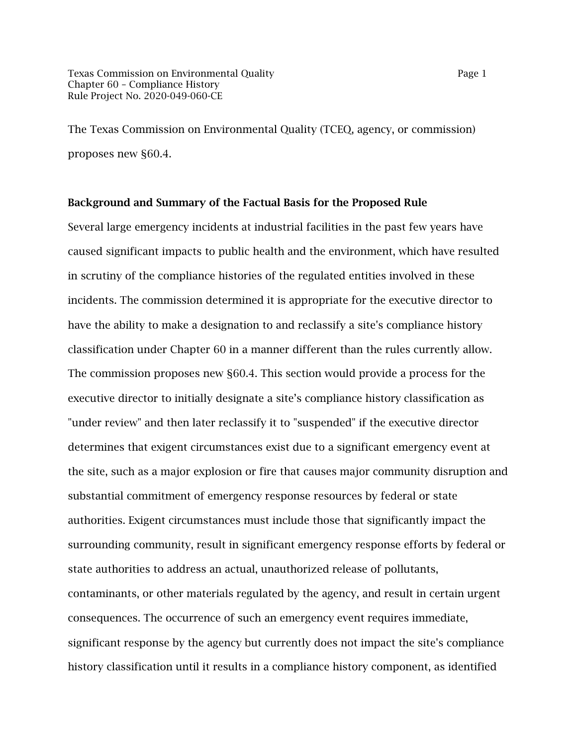The Texas Commission on Environmental Quality (TCEQ, agency, or commission) proposes new §60.4.

### Background and Summary of the Factual Basis for the Proposed Rule

Several large emergency incidents at industrial facilities in the past few years have caused significant impacts to public health and the environment, which have resulted in scrutiny of the compliance histories of the regulated entities involved in these incidents. The commission determined it is appropriate for the executive director to have the ability to make a designation to and reclassify a site's compliance history classification under Chapter 60 in a manner different than the rules currently allow. The commission proposes new §60.4. This section would provide a process for the executive director to initially designate a site's compliance history classification as "under review" and then later reclassify it to "suspended" if the executive director determines that exigent circumstances exist due to a significant emergency event at the site, such as a major explosion or fire that causes major community disruption and substantial commitment of emergency response resources by federal or state authorities. Exigent circumstances must include those that significantly impact the surrounding community, result in significant emergency response efforts by federal or state authorities to address an actual, unauthorized release of pollutants, contaminants, or other materials regulated by the agency, and result in certain urgent consequences. The occurrence of such an emergency event requires immediate, significant response by the agency but currently does not impact the site's compliance history classification until it results in a compliance history component, as identified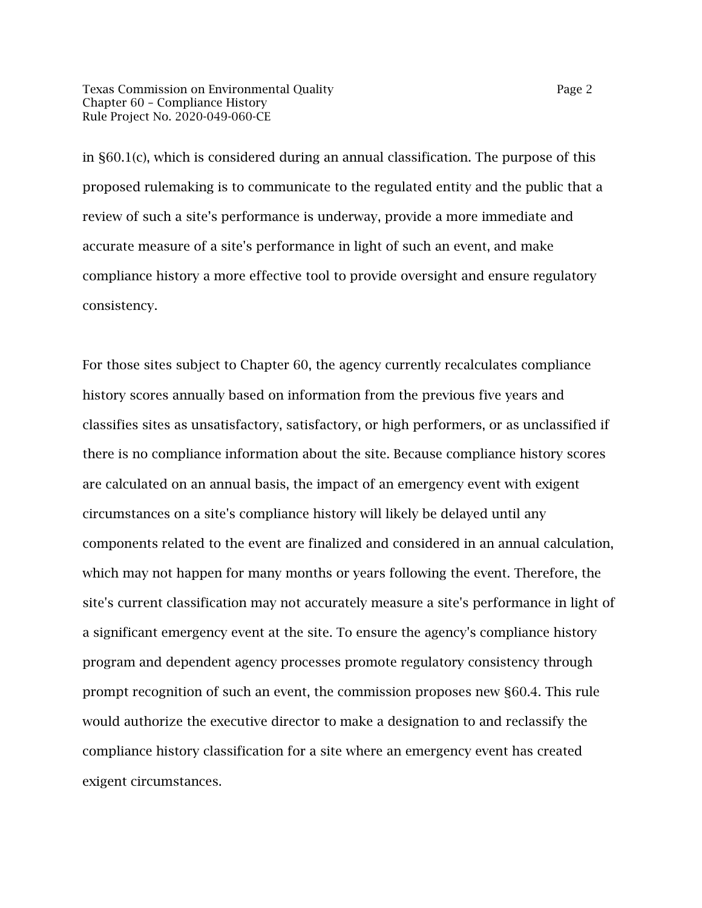in §60.1(c), which is considered during an annual classification. The purpose of this proposed rulemaking is to communicate to the regulated entity and the public that a review of such a site's performance is underway, provide a more immediate and accurate measure of a site's performance in light of such an event, and make compliance history a more effective tool to provide oversight and ensure regulatory consistency.

For those sites subject to Chapter 60, the agency currently recalculates compliance history scores annually based on information from the previous five years and classifies sites as unsatisfactory, satisfactory, or high performers, or as unclassified if there is no compliance information about the site. Because compliance history scores are calculated on an annual basis, the impact of an emergency event with exigent circumstances on a site's compliance history will likely be delayed until any components related to the event are finalized and considered in an annual calculation, which may not happen for many months or years following the event. Therefore, the site's current classification may not accurately measure a site's performance in light of a significant emergency event at the site. To ensure the agency's compliance history program and dependent agency processes promote regulatory consistency through prompt recognition of such an event, the commission proposes new §60.4. This rule would authorize the executive director to make a designation to and reclassify the compliance history classification for a site where an emergency event has created exigent circumstances.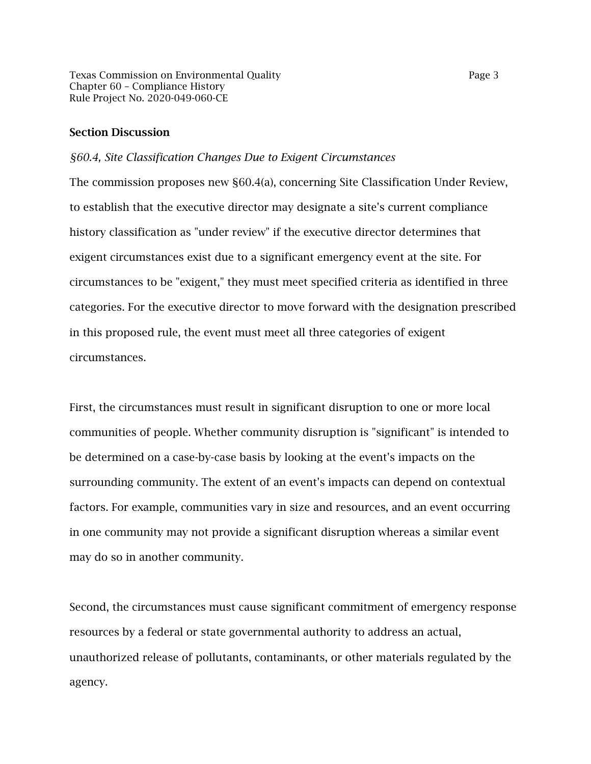## Section Discussion

*§60.4, Site Classification Changes Due to Exigent Circumstances*

The commission proposes new §60.4(a), concerning Site Classification Under Review, to establish that the executive director may designate a site's current compliance history classification as "under review" if the executive director determines that exigent circumstances exist due to a significant emergency event at the site. For circumstances to be "exigent," they must meet specified criteria as identified in three categories. For the executive director to move forward with the designation prescribed in this proposed rule, the event must meet all three categories of exigent circumstances.

First, the circumstances must result in significant disruption to one or more local communities of people. Whether community disruption is "significant" is intended to be determined on a case-by-case basis by looking at the event's impacts on the surrounding community. The extent of an event's impacts can depend on contextual factors. For example, communities vary in size and resources, and an event occurring in one community may not provide a significant disruption whereas a similar event may do so in another community.

Second, the circumstances must cause significant commitment of emergency response resources by a federal or state governmental authority to address an actual, unauthorized release of pollutants, contaminants, or other materials regulated by the agency.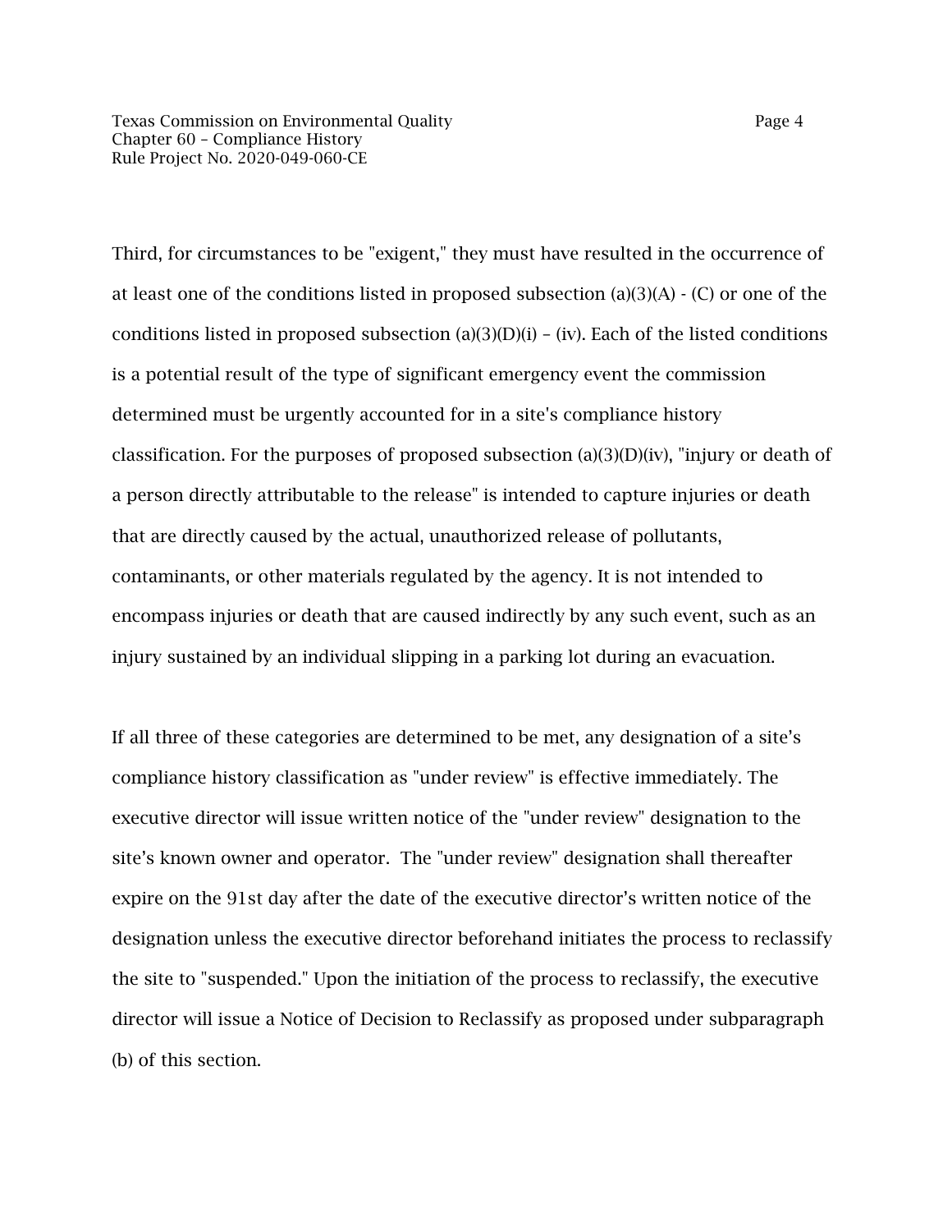Third, for circumstances to be "exigent," they must have resulted in the occurrence of at least one of the conditions listed in proposed subsection (a)(3)(A) - (C) or one of the conditions listed in proposed subsection (a)(3)(D)(i) – (iv). Each of the listed conditions is a potential result of the type of significant emergency event the commission determined must be urgently accounted for in a site's compliance history classification. For the purposes of proposed subsection (a)(3)(D)(iv), "injury or death of a person directly attributable to the release" is intended to capture injuries or death that are directly caused by the actual, unauthorized release of pollutants, contaminants, or other materials regulated by the agency. It is not intended to encompass injuries or death that are caused indirectly by any such event, such as an injury sustained by an individual slipping in a parking lot during an evacuation.

If all three of these categories are determined to be met, any designation of a site's compliance history classification as "under review" is effective immediately. The executive director will issue written notice of the "under review" designation to the site's known owner and operator. The "under review" designation shall thereafter expire on the 91st day after the date of the executive director's written notice of the designation unless the executive director beforehand initiates the process to reclassify the site to "suspended." Upon the initiation of the process to reclassify, the executive director will issue a Notice of Decision to Reclassify as proposed under subparagraph (b) of this section.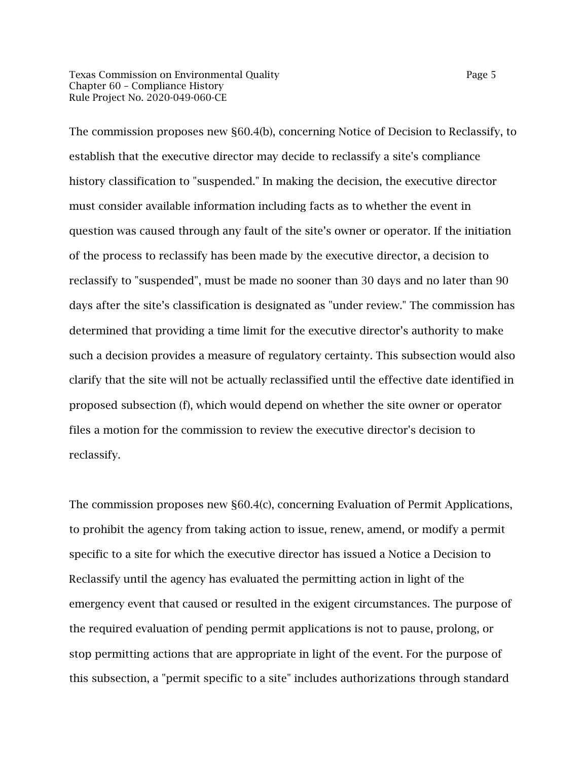The commission proposes new §60.4(b), concerning Notice of Decision to Reclassify, to establish that the executive director may decide to reclassify a site's compliance history classification to "suspended." In making the decision, the executive director must consider available information including facts as to whether the event in question was caused through any fault of the site’s owner or operator. If the initiation of the process to reclassify has been made by the executive director, a decision to reclassify to "suspended", must be made no sooner than 30 days and no later than 90 days after the site’s classification is designated as "under review." The commission has determined that providing a time limit for the executive director’s authority to make such a decision provides a measure of regulatory certainty. This subsection would also clarify that the site will not be actually reclassified until the effective date identified in proposed subsection (f), which would depend on whether the site owner or operator files a motion for the commission to review the executive director's decision to reclassify.

The commission proposes new §60.4(c), concerning Evaluation of Permit Applications, to prohibit the agency from taking action to issue, renew, amend, or modify a permit specific to a site for which the executive director has issued a Notice a Decision to Reclassify until the agency has evaluated the permitting action in light of the emergency event that caused or resulted in the exigent circumstances. The purpose of the required evaluation of pending permit applications is not to pause, prolong, or stop permitting actions that are appropriate in light of the event. For the purpose of this subsection, a "permit specific to a site" includes authorizations through standard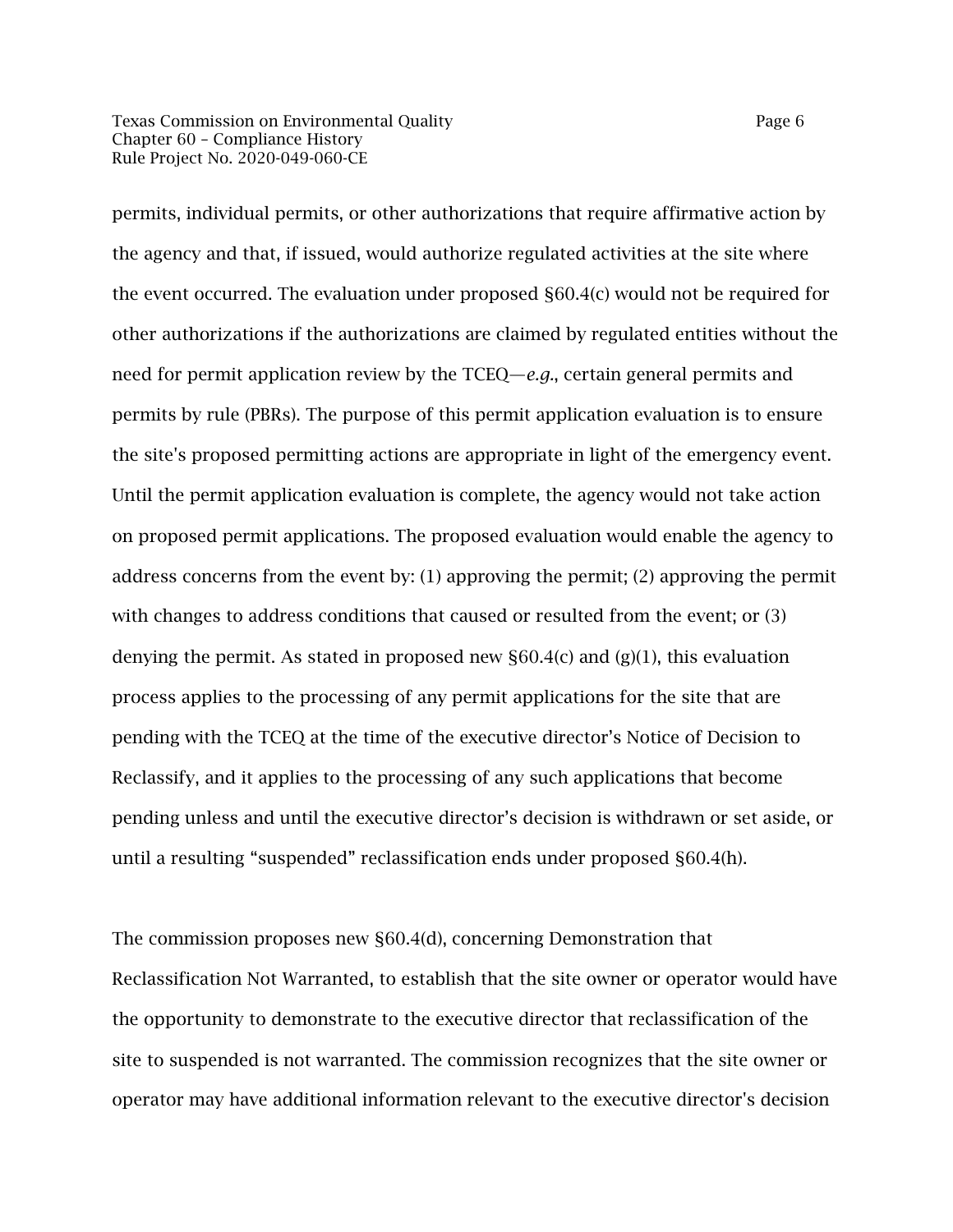permits, individual permits, or other authorizations that require affirmative action by the agency and that, if issued, would authorize regulated activities at the site where the event occurred. The evaluation under proposed §60.4(c) would not be required for other authorizations if the authorizations are claimed by regulated entities without the need for permit application review by the TCEQ—*e.g.*, certain general permits and permits by rule (PBRs). The purpose of this permit application evaluation is to ensure the site's proposed permitting actions are appropriate in light of the emergency event. Until the permit application evaluation is complete, the agency would not take action on proposed permit applications. The proposed evaluation would enable the agency to address concerns from the event by: (1) approving the permit; (2) approving the permit with changes to address conditions that caused or resulted from the event; or (3) denying the permit. As stated in proposed new §60.4(c) and (g)(1), this evaluation process applies to the processing of any permit applications for the site that are pending with the TCEQ at the time of the executive director's Notice of Decision to Reclassify, and it applies to the processing of any such applications that become pending unless and until the executive director's decision is withdrawn or set aside, or until a resulting "suspended" reclassification ends under proposed §60.4(h).

The commission proposes new §60.4(d), concerning Demonstration that Reclassification Not Warranted, to establish that the site owner or operator would have the opportunity to demonstrate to the executive director that reclassification of the site to suspended is not warranted. The commission recognizes that the site owner or operator may have additional information relevant to the executive director's decision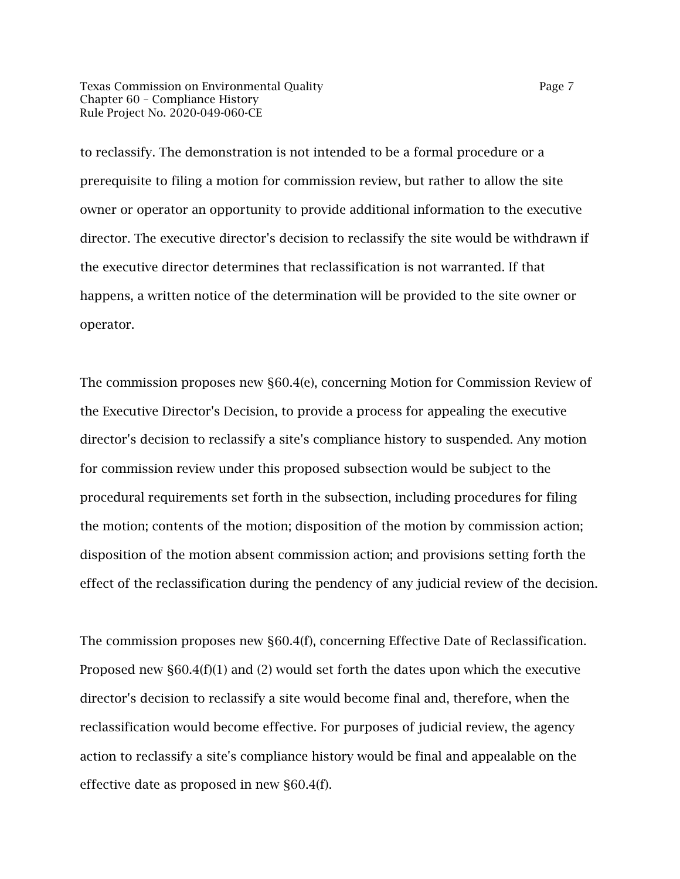to reclassify. The demonstration is not intended to be a formal procedure or a prerequisite to filing a motion for commission review, but rather to allow the site owner or operator an opportunity to provide additional information to the executive director. The executive director's decision to reclassify the site would be withdrawn if the executive director determines that reclassification is not warranted. If that happens, a written notice of the determination will be provided to the site owner or operator.

The commission proposes new §60.4(e), concerning Motion for Commission Review of the Executive Director's Decision, to provide a process for appealing the executive director's decision to reclassify a site's compliance history to suspended. Any motion for commission review under this proposed subsection would be subject to the procedural requirements set forth in the subsection, including procedures for filing the motion; contents of the motion; disposition of the motion by commission action; disposition of the motion absent commission action; and provisions setting forth the effect of the reclassification during the pendency of any judicial review of the decision.

The commission proposes new §60.4(f), concerning Effective Date of Reclassification. Proposed new §60.4(f)(1) and (2) would set forth the dates upon which the executive director's decision to reclassify a site would become final and, therefore, when the reclassification would become effective. For purposes of judicial review, the agency action to reclassify a site's compliance history would be final and appealable on the effective date as proposed in new §60.4(f).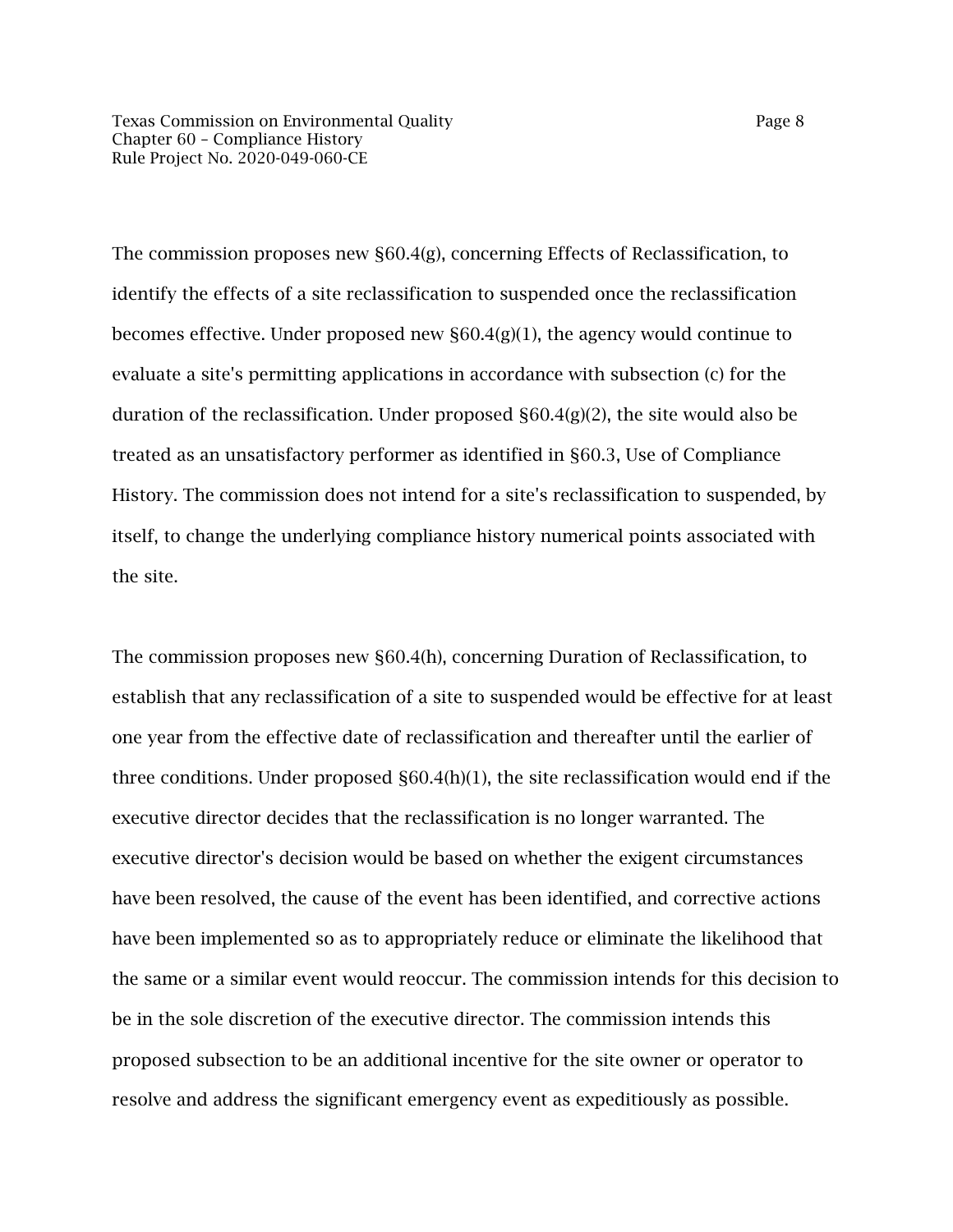The commission proposes new §60.4(g), concerning Effects of Reclassification, to identify the effects of a site reclassification to suspended once the reclassification becomes effective. Under proposed new §60.4(g)(1), the agency would continue to evaluate a site's permitting applications in accordance with subsection (c) for the duration of the reclassification. Under proposed §60.4(g)(2), the site would also be treated as an unsatisfactory performer as identified in §60.3, Use of Compliance History. The commission does not intend for a site's reclassification to suspended, by itself, to change the underlying compliance history numerical points associated with the site.

The commission proposes new §60.4(h), concerning Duration of Reclassification, to establish that any reclassification of a site to suspended would be effective for at least one year from the effective date of reclassification and thereafter until the earlier of three conditions. Under proposed §60.4(h)(1), the site reclassification would end if the executive director decides that the reclassification is no longer warranted. The executive director's decision would be based on whether the exigent circumstances have been resolved, the cause of the event has been identified, and corrective actions have been implemented so as to appropriately reduce or eliminate the likelihood that the same or a similar event would reoccur. The commission intends for this decision to be in the sole discretion of the executive director. The commission intends this proposed subsection to be an additional incentive for the site owner or operator to resolve and address the significant emergency event as expeditiously as possible.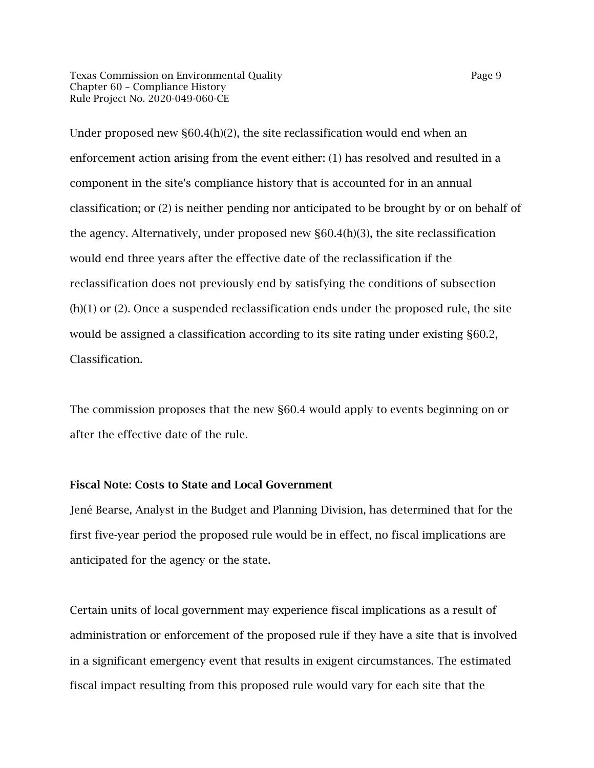Under proposed new §60.4(h)(2), the site reclassification would end when an enforcement action arising from the event either: (1) has resolved and resulted in a component in the site's compliance history that is accounted for in an annual classification; or (2) is neither pending nor anticipated to be brought by or on behalf of the agency. Alternatively, under proposed new §60.4(h)(3), the site reclassification would end three years after the effective date of the reclassification if the reclassification does not previously end by satisfying the conditions of subsection (h)(1) or (2). Once a suspended reclassification ends under the proposed rule, the site would be assigned a classification according to its site rating under existing §60.2, Classification.

The commission proposes that the new §60.4 would apply to events beginning on or after the effective date of the rule.

**Fiscal Note: Costs to State and Local Government**

Jené Bearse, Analyst in the Budget and Planning Division, has determined that for the first five-year period the proposed rule would be in effect, no fiscal implications are anticipated for the agency or the state.

Certain units of local government may experience fiscal implications as a result of administration or enforcement of the proposed rule if they have a site that is involved in a significant emergency event that results in exigent circumstances. The estimated fiscal impact resulting from this proposed rule would vary for each site that the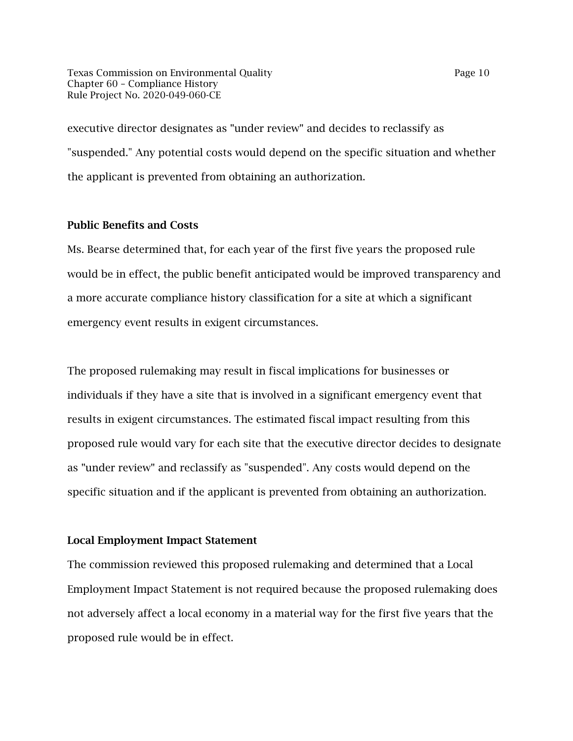executive director designates as "under review" and decides to reclassify as "suspended." Any potential costs would depend on the specific situation and whether the applicant is prevented from obtaining an authorization.

**Public Benefits and Costs**

Ms. Bearse determined that, for each year of the first five years the proposed rule would be in effect, the public benefit anticipated would be improved transparency and a more accurate compliance history classification for a site at which a significant emergency event results in exigent circumstances.

The proposed rulemaking may result in fiscal implications for businesses or individuals if they have a site that is involved in a significant emergency event that results in exigent circumstances. The estimated fiscal impact resulting from this proposed rule would vary for each site that the executive director decides to designate as "under review" and reclassify as "suspended". Any costs would depend on the specific situation and if the applicant is prevented from obtaining an authorization.

**Local Employment Impact Statement**

The commission reviewed this proposed rulemaking and determined that a Local Employment Impact Statement is not required because the proposed rulemaking does not adversely affect a local economy in a material way for the first five years that the proposed rule would be in effect.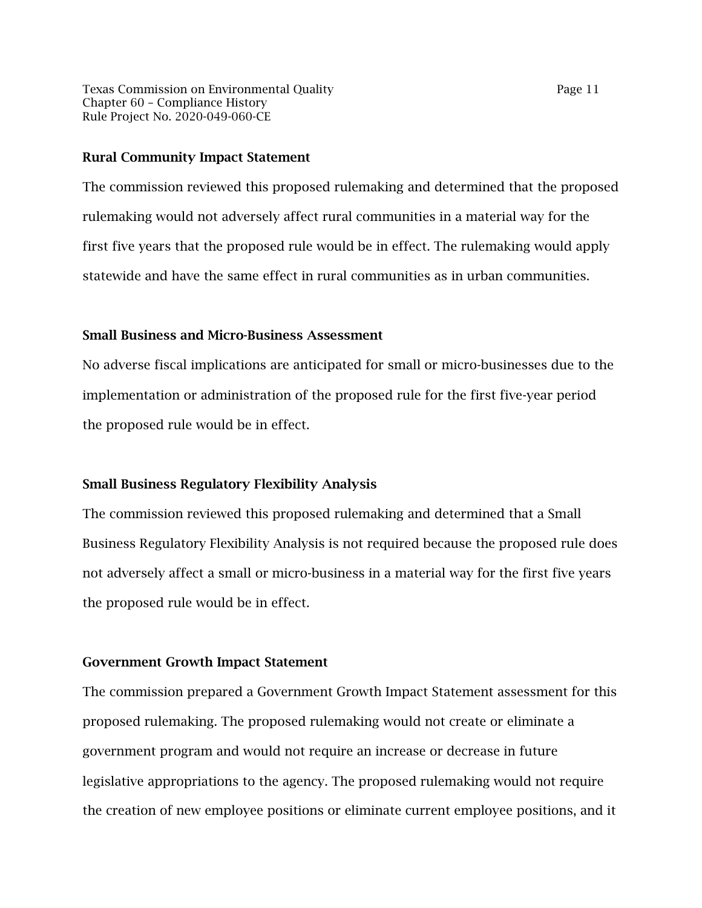## Rural Community Impact Statement

The commission reviewed this proposed rulemaking and determined that the proposed rulemaking would not adversely affect rural communities in a material way for the first five years that the proposed rule would be in effect. The rulemaking would apply statewide and have the same effect in rural communities as in urban communities.

## Small Business and Micro-Business Assessment

No adverse fiscal implications are anticipated for small or micro-businesses due to the implementation or administration of the proposed rule for the first five-year period the proposed rule would be in effect.

## Small Business Regulatory Flexibility Analysis

The commission reviewed this proposed rulemaking and determined that a Small Business Regulatory Flexibility Analysis is not required because the proposed rule does not adversely affect a small or micro-business in a material way for the first five years the proposed rule would be in effect.

## Government Growth Impact Statement

The commission prepared a Government Growth Impact Statement assessment for this proposed rulemaking. The proposed rulemaking would not create or eliminate a government program and would not require an increase or decrease in future legislative appropriations to the agency. The proposed rulemaking would not require the creation of new employee positions or eliminate current employee positions, and it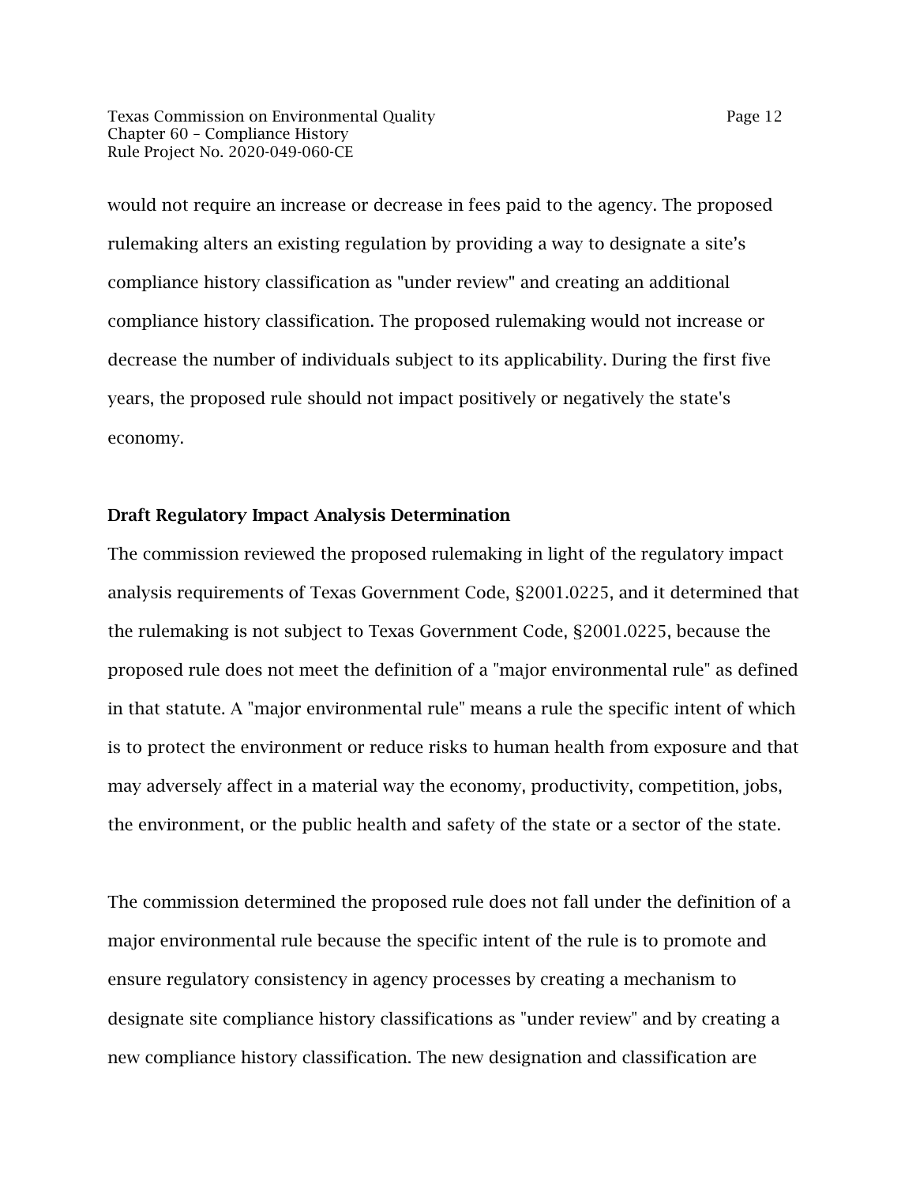would not require an increase or decrease in fees paid to the agency. The proposed rulemaking alters an existing regulation by providing a way to designate a site's compliance history classification as "under review" and creating an additional compliance history classification. The proposed rulemaking would not increase or decrease the number of individuals subject to its applicability. During the first five years, the proposed rule should not impact positively or negatively the state's economy.

**Draft Regulatory Impact Analysis Determination**

The commission reviewed the proposed rulemaking in light of the regulatory impact analysis requirements of Texas Government Code, §2001.0225, and it determined that the rulemaking is not subject to Texas Government Code, §2001.0225, because the proposed rule does not meet the definition of a "major environmental rule" as defined in that statute. A "major environmental rule" means a rule the specific intent of which is to protect the environment or reduce risks to human health from exposure and that may adversely affect in a material way the economy, productivity, competition, jobs, the environment, or the public health and safety of the state or a sector of the state.

The commission determined the proposed rule does not fall under the definition of a major environmental rule because the specific intent of the rule is to promote and ensure regulatory consistency in agency processes by creating a mechanism to designate site compliance history classifications as "under review" and by creating a new compliance history classification. The new designation and classification are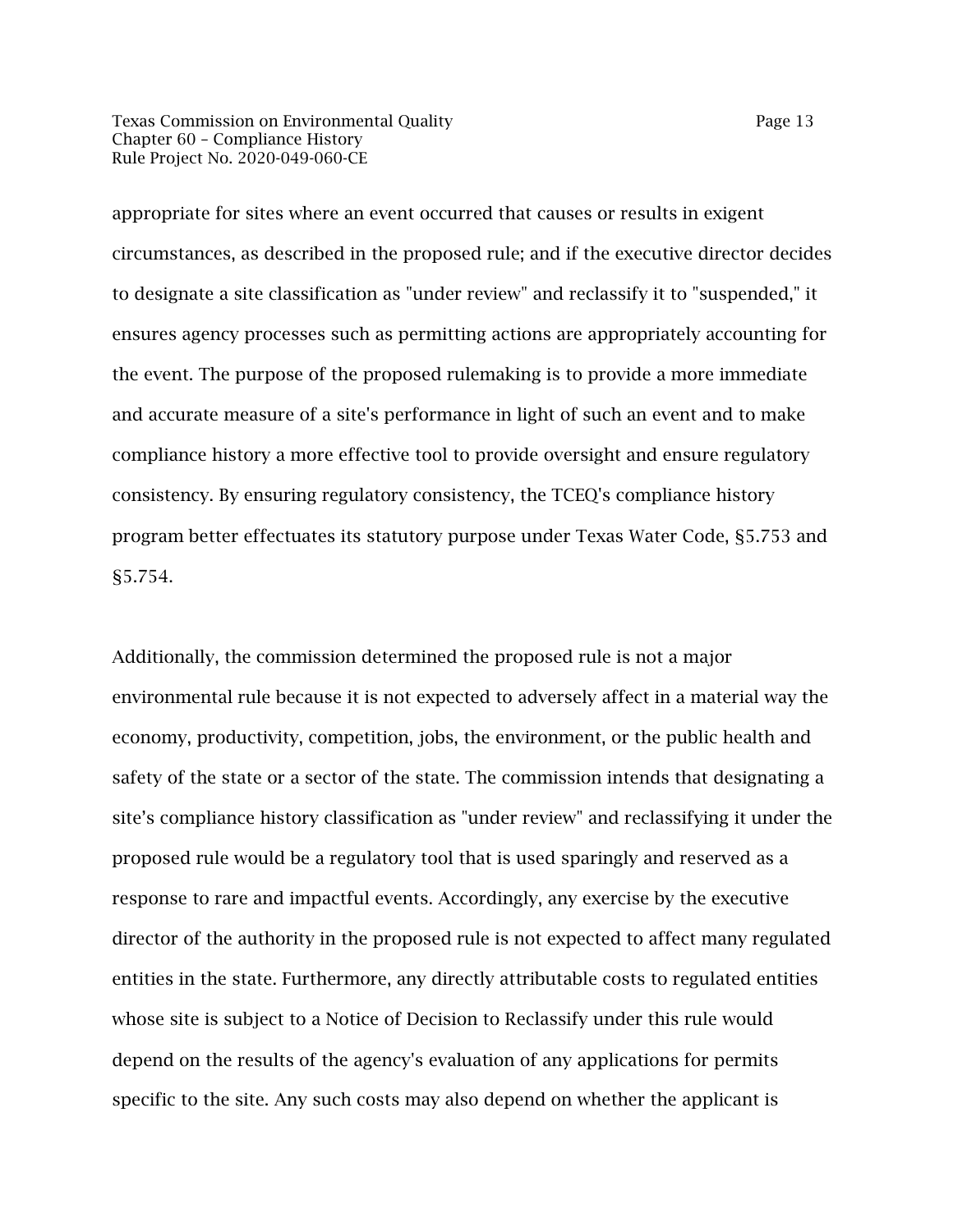appropriate for sites where an event occurred that causes or results in exigent circumstances, as described in the proposed rule; and if the executive director decides to designate a site classification as "under review" and reclassify it to "suspended," it ensures agency processes such as permitting actions are appropriately accounting for the event. The purpose of the proposed rulemaking is to provide a more immediate and accurate measure of a site's performance in light of such an event and to make compliance history a more effective tool to provide oversight and ensure regulatory consistency. By ensuring regulatory consistency, the TCEQ's compliance history program better effectuates its statutory purpose under Texas Water Code, §5.753 and §5.754.

Additionally, the commission determined the proposed rule is not a major environmental rule because it is not expected to adversely affect in a material way the economy, productivity, competition, jobs, the environment, or the public health and safety of the state or a sector of the state. The commission intends that designating a site's compliance history classification as "under review" and reclassifying it under the proposed rule would be a regulatory tool that is used sparingly and reserved as a response to rare and impactful events. Accordingly, any exercise by the executive director of the authority in the proposed rule is not expected to affect many regulated entities in the state. Furthermore, any directly attributable costs to regulated entities whose site is subject to a Notice of Decision to Reclassify under this rule would depend on the results of the agency's evaluation of any applications for permits specific to the site. Any such costs may also depend on whether the applicant is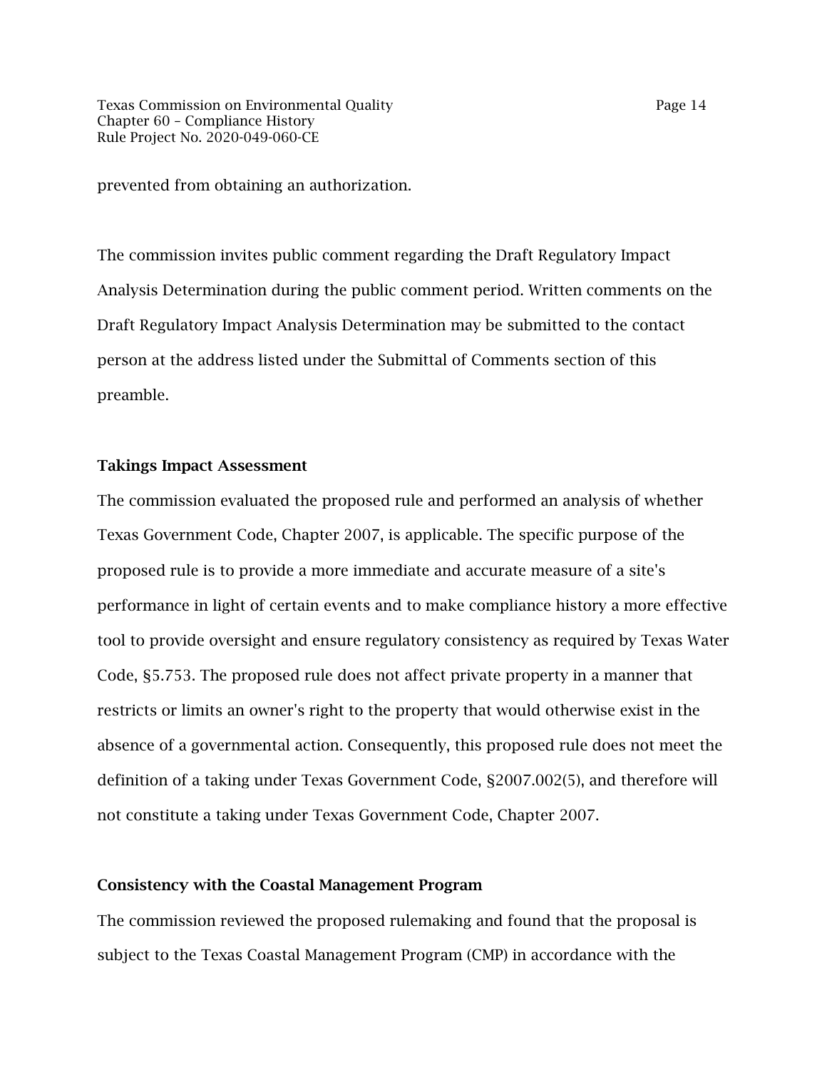prevented from obtaining an authorization.

The commission invites public comment regarding the Draft Regulatory Impact Analysis Determination during the public comment period. Written comments on the Draft Regulatory Impact Analysis Determination may be submitted to the contact person at the address listed under the Submittal of Comments section of this preamble.

**Takings Impact Assessment**

The commission evaluated the proposed rule and performed an analysis of whether Texas Government Code, Chapter 2007, is applicable. The specific purpose of the proposed rule is to provide a more immediate and accurate measure of a site's performance in light of certain events and to make compliance history a more effective tool to provide oversight and ensure regulatory consistency as required by Texas Water Code, §5.753. The proposed rule does not affect private property in a manner that restricts or limits an owner's right to the property that would otherwise exist in the absence of a governmental action. Consequently, this proposed rule does not meet the definition of a taking under Texas Government Code, §2007.002(5), and therefore will not constitute a taking under Texas Government Code, Chapter 2007.

**Consistency with the Coastal Management Program**

The commission reviewed the proposed rulemaking and found that the proposal is subject to the Texas Coastal Management Program (CMP) in accordance with the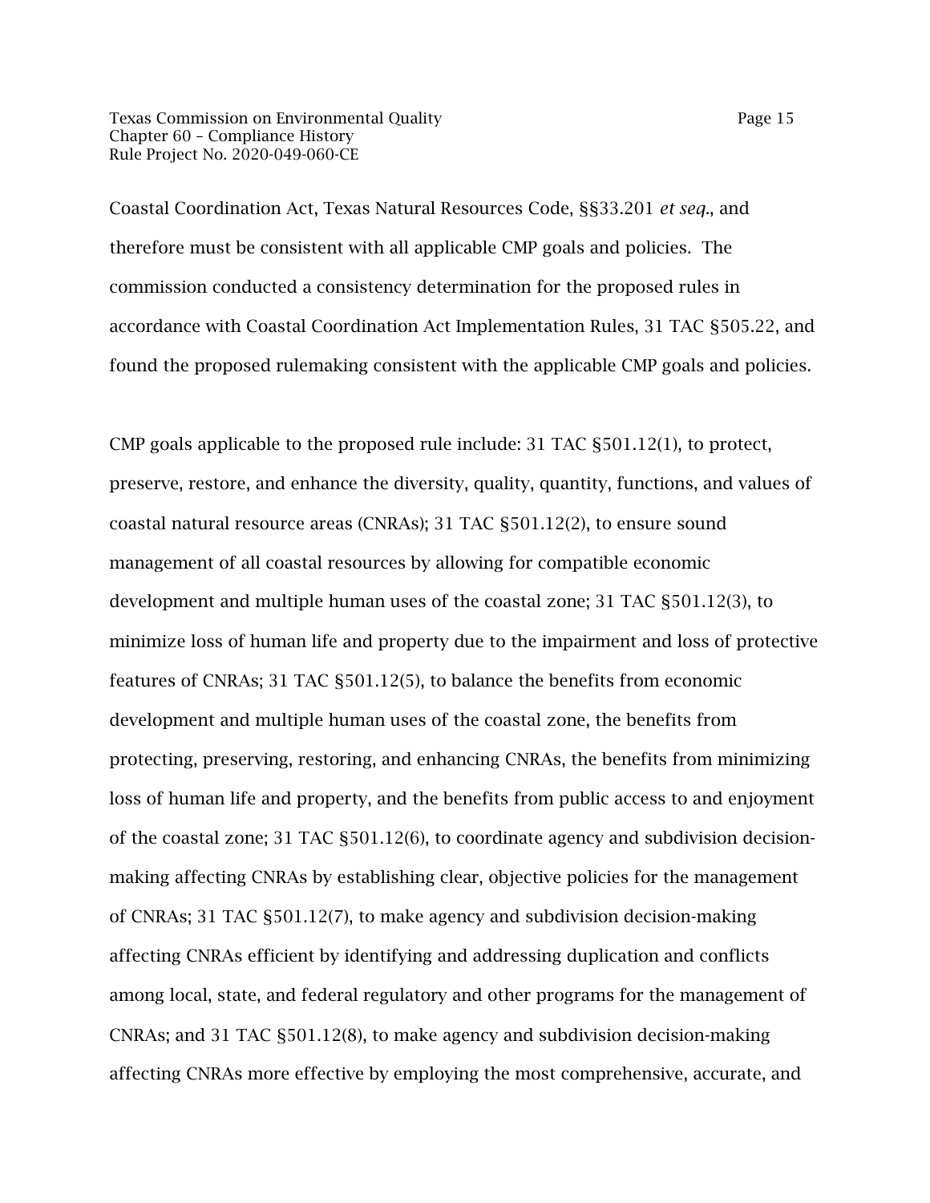Coastal Coordination Act, Texas Natural Resources Code, §§33.201 *et seq.*, and therefore must be consistent with all applicable CMP goals and policies. The commission conducted a consistency determination for the proposed rules in accordance with Coastal Coordination Act Implementation Rules, 31 TAC §505.22, and found the proposed rulemaking consistent with the applicable CMP goals and policies.

CMP goals applicable to the proposed rule include: 31 TAC §501.12(1), to protect, preserve, restore, and enhance the diversity, quality, quantity, functions, and values of coastal natural resource areas (CNRAs); 31 TAC §501.12(2), to ensure sound management of all coastal resources by allowing for compatible economic development and multiple human uses of the coastal zone; 31 TAC §501.12(3), to minimize loss of human life and property due to the impairment and loss of protective features of CNRAs; 31 TAC §501.12(5), to balance the benefits from economic development and multiple human uses of the coastal zone, the benefits from protecting, preserving, restoring, and enhancing CNRAs, the benefits from minimizing loss of human life and property, and the benefits from public access to and enjoyment of the coastal zone; 31 TAC §501.12(6), to coordinate agency and subdivision decision-making affecting CNRAs by establishing clear, objective policies for the management of CNRAs; 31 TAC §501.12(7), to make agency and subdivision decision-making affecting CNRAs efficient by identifying and addressing duplication and conflicts among local, state, and federal regulatory and other programs for the management of CNRAs; and 31 TAC §501.12(8), to make agency and subdivision decision-making affecting CNRAs more effective by employing the most comprehensive, accurate, and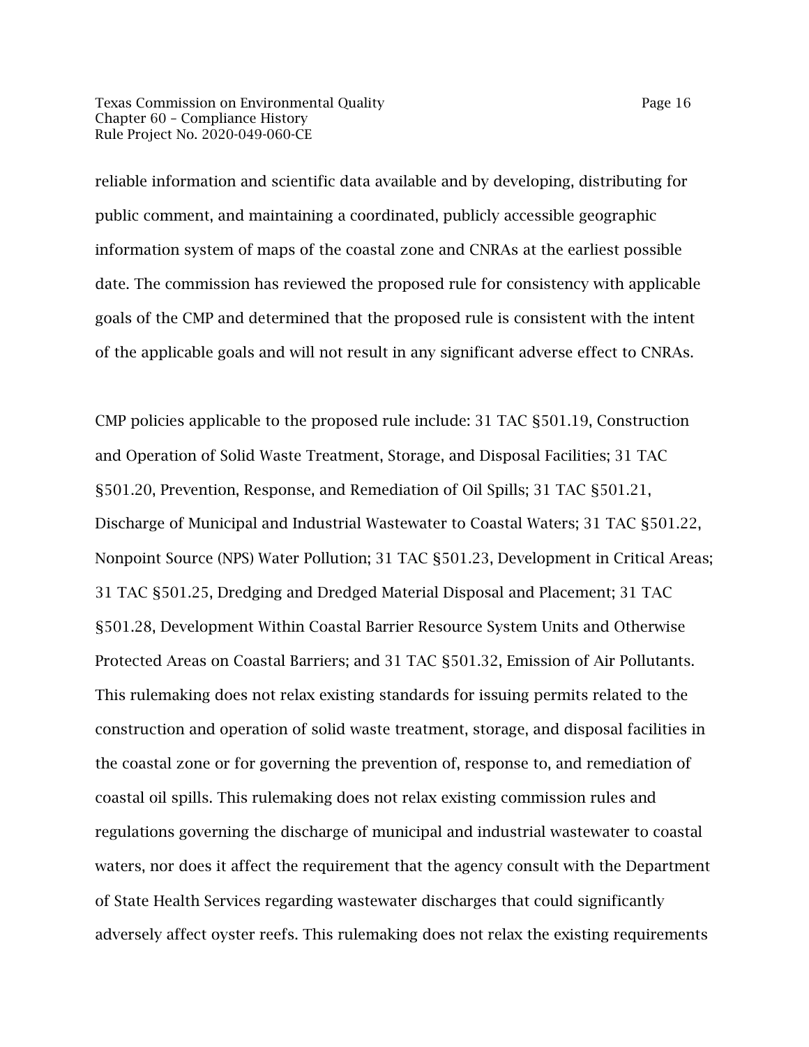reliable information and scientific data available and by developing, distributing for public comment, and maintaining a coordinated, publicly accessible geographic information system of maps of the coastal zone and CNRAs at the earliest possible date. The commission has reviewed the proposed rule for consistency with applicable goals of the CMP and determined that the proposed rule is consistent with the intent of the applicable goals and will not result in any significant adverse effect to CNRAs.

CMP policies applicable to the proposed rule include: 31 TAC §501.19, Construction and Operation of Solid Waste Treatment, Storage, and Disposal Facilities; 31 TAC §501.20, Prevention, Response, and Remediation of Oil Spills; 31 TAC §501.21, Discharge of Municipal and Industrial Wastewater to Coastal Waters; 31 TAC §501.22, Nonpoint Source (NPS) Water Pollution; 31 TAC §501.23, Development in Critical Areas; 31 TAC §501.25, Dredging and Dredged Material Disposal and Placement; 31 TAC §501.28, Development Within Coastal Barrier Resource System Units and Otherwise Protected Areas on Coastal Barriers; and 31 TAC §501.32, Emission of Air Pollutants. This rulemaking does not relax existing standards for issuing permits related to the construction and operation of solid waste treatment, storage, and disposal facilities in the coastal zone or for governing the prevention of, response to, and remediation of coastal oil spills. This rulemaking does not relax existing commission rules and regulations governing the discharge of municipal and industrial wastewater to coastal waters, nor does it affect the requirement that the agency consult with the Department of State Health Services regarding wastewater discharges that could significantly adversely affect oyster reefs. This rulemaking does not relax the existing requirements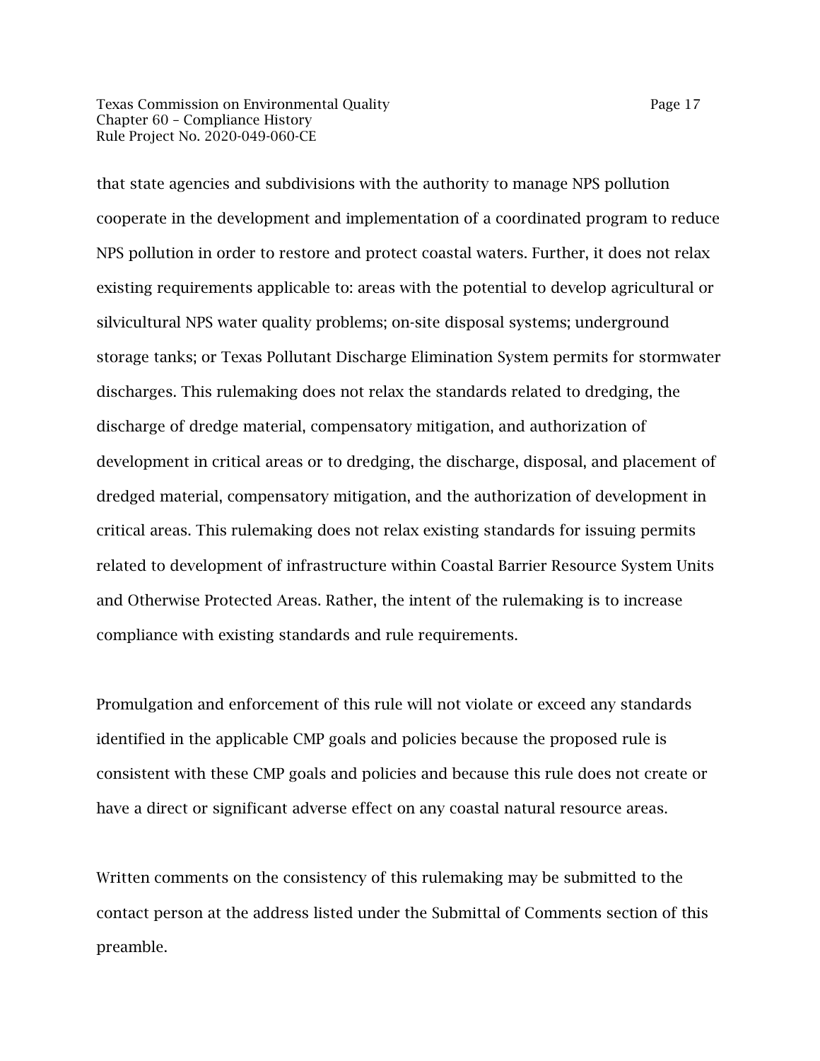that state agencies and subdivisions with the authority to manage NPS pollution cooperate in the development and implementation of a coordinated program to reduce NPS pollution in order to restore and protect coastal waters. Further, it does not relax existing requirements applicable to: areas with the potential to develop agricultural or silvicultural NPS water quality problems; on-site disposal systems; underground storage tanks; or Texas Pollutant Discharge Elimination System permits for stormwater discharges. This rulemaking does not relax the standards related to dredging, the discharge of dredge material, compensatory mitigation, and authorization of development in critical areas or to dredging, the discharge, disposal, and placement of dredged material, compensatory mitigation, and the authorization of development in critical areas. This rulemaking does not relax existing standards for issuing permits related to development of infrastructure within Coastal Barrier Resource System Units and Otherwise Protected Areas. Rather, the intent of the rulemaking is to increase compliance with existing standards and rule requirements.

Promulgation and enforcement of this rule will not violate or exceed any standards identified in the applicable CMP goals and policies because the proposed rule is consistent with these CMP goals and policies and because this rule does not create or have a direct or significant adverse effect on any coastal natural resource areas.

Written comments on the consistency of this rulemaking may be submitted to the contact person at the address listed under the Submittal of Comments section of this preamble.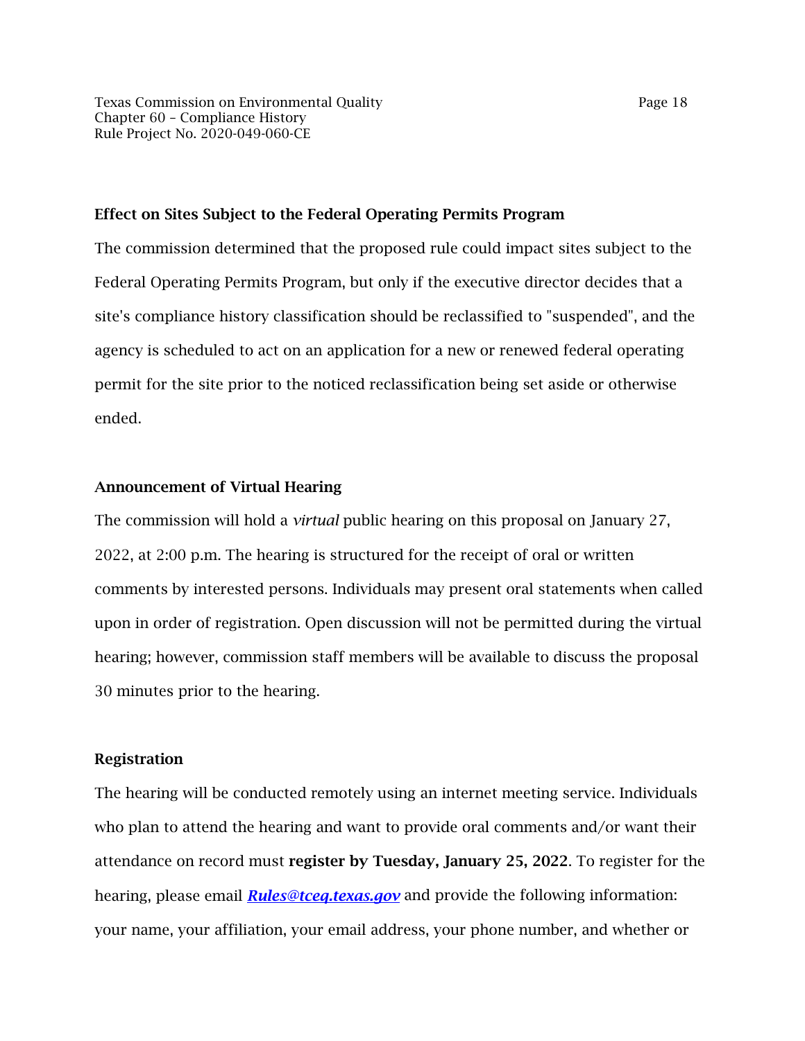## Effect on Sites Subject to the Federal Operating Permits Program

The commission determined that the proposed rule could impact sites subject to the Federal Operating Permits Program, but only if the executive director decides that a site's compliance history classification should be reclassified to "suspended", and the agency is scheduled to act on an application for a new or renewed federal operating permit for the site prior to the noticed reclassification being set aside or otherwise ended.

## Announcement of Virtual Hearing

The commission will hold a *virtual* public hearing on this proposal on January 27, 2022, at 2:00 p.m. The hearing is structured for the receipt of oral or written comments by interested persons. Individuals may present oral statements when called upon in order of registration. Open discussion will not be permitted during the virtual hearing; however, commission staff members will be available to discuss the proposal 30 minutes prior to the hearing.

## Registration

The hearing will be conducted remotely using an internet meeting service. Individuals who plan to attend the hearing and want to provide oral comments and/or want their attendance on record must **register by Tuesday, January 25, 2022**. To register for the hearing, please email ***Rules@tceq.texas.gov*** and provide the following information: your name, your affiliation, your email address, your phone number, and whether or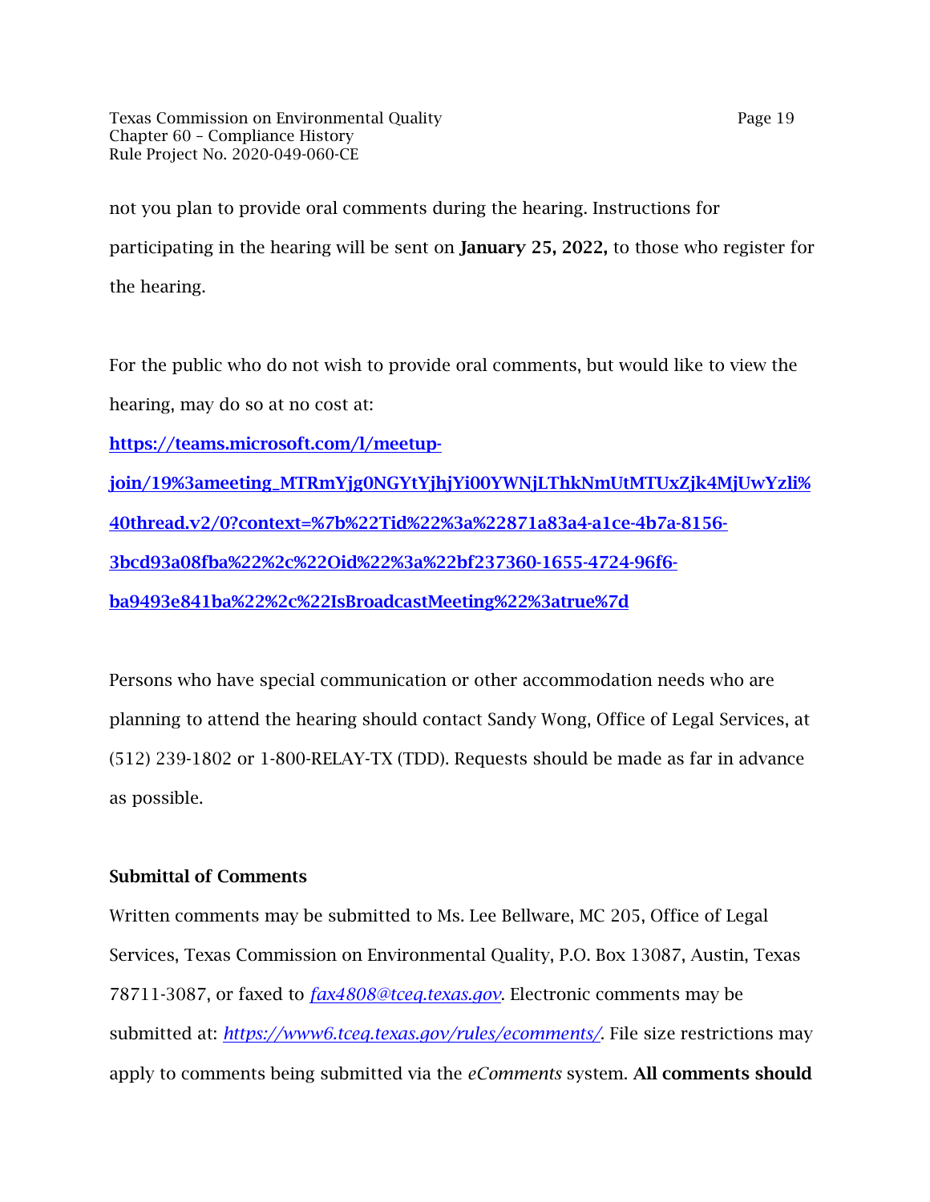not you plan to provide oral comments during the hearing. Instructions for participating in the hearing will be sent on **January 25, 2022,** to those who register for the hearing.

For the public who do not wish to provide oral comments, but would like to view the hearing, may do so at no cost at:

**[https://teams.microsoft.com/l/meetup-join/19%3ameeting_MTRmYjg0NGYtYjhjYi00YWNjLThkNmUtMTUxZjk4MjUwYzli%40thread.v2/0?context=%7b%22Tid%22%3a%22871a83a4-a1ce-4b7a-8156-3bcd93a08fba%22%2c%22Oid%22%3a%22bf237360-1655-4724-96f6-ba9493e841ba%22%2c%22IsBroadcastMeeting%22%3atrue%7d](https://teams.microsoft.com/l/meetup-join/19%3ameeting_MTRmYjg0NGYtYjhjYi00YWNjLThkNmUtMTUxZjk4MjUwYzli%40thread.v2/0?context=%7b%22Tid%22%3a%22871a83a4-a1ce-4b7a-8156-3bcd93a08fba%22%2c%22Oid%22%3a%22bf237360-1655-4724-96f6-ba9493e841ba%22%2c%22IsBroadcastMeeting%22%3atrue%7d)**

Persons who have special communication or other accommodation needs who are planning to attend the hearing should contact Sandy Wong, Office of Legal Services, at (512) 239-1802 or 1-800-RELAY-TX (TDD). Requests should be made as far in advance as possible.

**Submittal of Comments**

Written comments may be submitted to Ms. Lee Bellware, MC 205, Office of Legal Services, Texas Commission on Environmental Quality, P.O. Box 13087, Austin, Texas 78711-3087, or faxed to *fax4808@tceq.texas.gov*. Electronic comments may be submitted at: *https://www6.tceq.texas.gov/rules/ecomments/*. File size restrictions may apply to comments being submitted via the *eComments* system. **All comments should**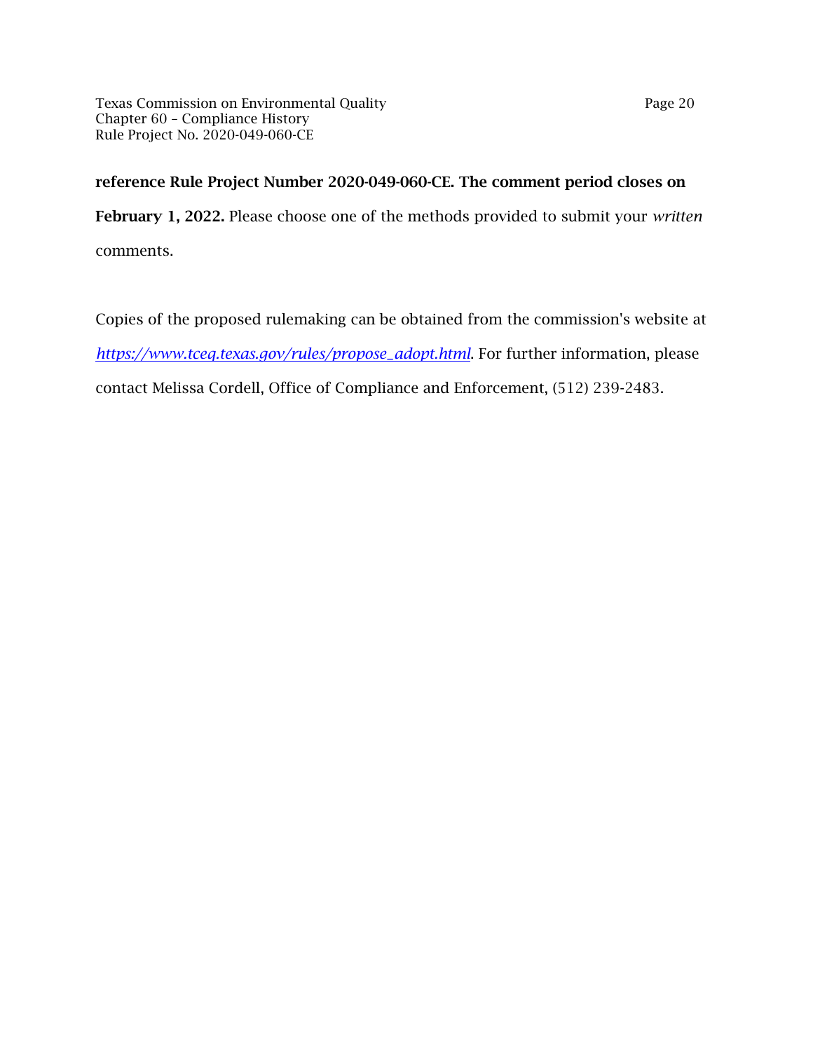**reference Rule Project Number 2020-049-060-CE. The comment period closes on February 1, 2022.** Please choose one of the methods provided to submit your *written* comments.

Copies of the proposed rulemaking can be obtained from the commission's website at *https://www.tceq.texas.gov/rules/propose_adopt.html*. For further information, please contact Melissa Cordell, Office of Compliance and Enforcement, (512) 239-2483.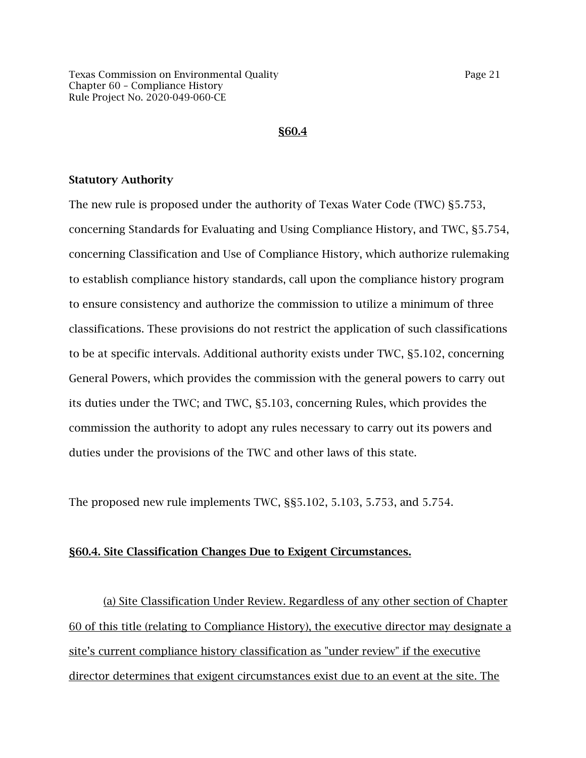**§60.4**

**Statutory Authority**

The new rule is proposed under the authority of Texas Water Code (TWC) §5.753, concerning Standards for Evaluating and Using Compliance History, and TWC, §5.754, concerning Classification and Use of Compliance History, which authorize rulemaking to establish compliance history standards, call upon the compliance history program to ensure consistency and authorize the commission to utilize a minimum of three classifications. These provisions do not restrict the application of such classifications to be at specific intervals. Additional authority exists under TWC, §5.102, concerning General Powers, which provides the commission with the general powers to carry out its duties under the TWC; and TWC, §5.103, concerning Rules, which provides the commission the authority to adopt any rules necessary to carry out its powers and duties under the provisions of the TWC and other laws of this state.

The proposed new rule implements TWC, §§5.102, 5.103, 5.753, and 5.754.

**§60.4. Site Classification Changes Due to Exigent Circumstances.**

(a) Site Classification Under Review. Regardless of any other section of Chapter 60 of this title (relating to Compliance History), the executive director may designate a site's current compliance history classification as "under review" if the executive director determines that exigent circumstances exist due to an event at the site. The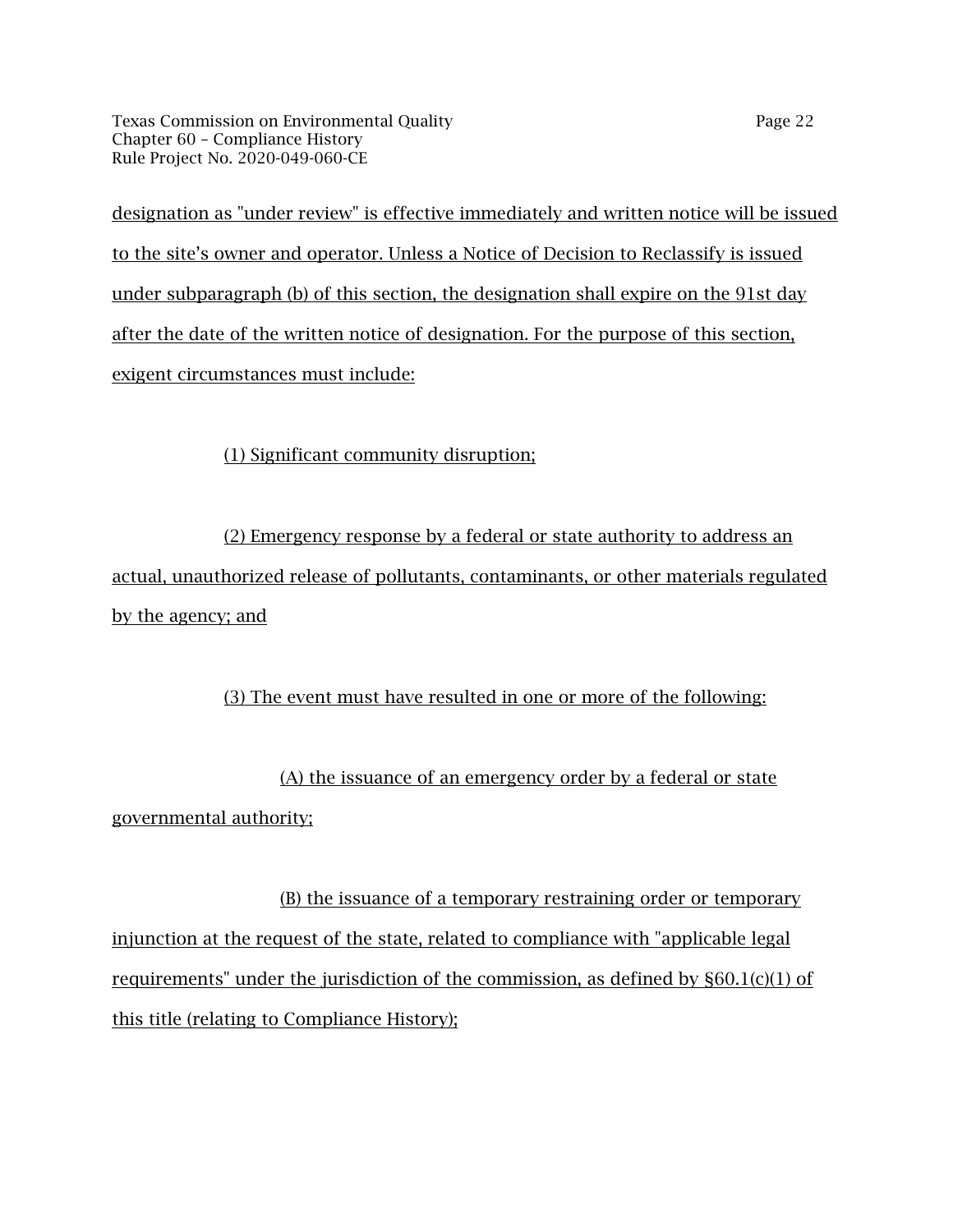designation as "under review" is effective immediately and written notice will be issued to the site's owner and operator. Unless a Notice of Decision to Reclassify is issued under subparagraph (b) of this section, the designation shall expire on the 91st day after the date of the written notice of designation. For the purpose of this section, exigent circumstances must include:

(1) Significant community disruption;

(2) Emergency response by a federal or state authority to address an actual, unauthorized release of pollutants, contaminants, or other materials regulated by the agency; and

(3) The event must have resulted in one or more of the following:

(A) the issuance of an emergency order by a federal or state governmental authority;

(B) the issuance of a temporary restraining order or temporary injunction at the request of the state, related to compliance with "applicable legal requirements" under the jurisdiction of the commission, as defined by §60.1(c)(1) of this title (relating to Compliance History);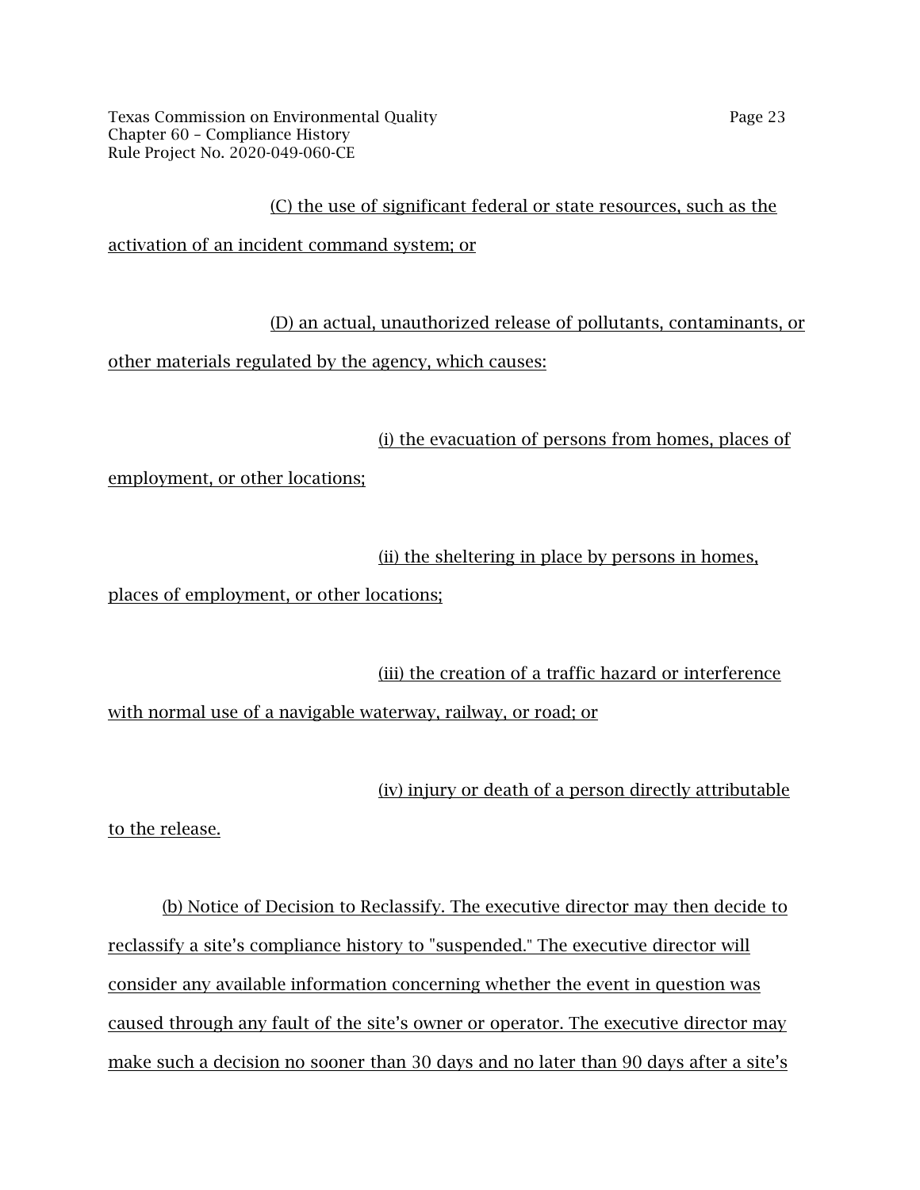(C) the use of significant federal or state resources, such as the activation of an incident command system; or

(D) an actual, unauthorized release of pollutants, contaminants, or other materials regulated by the agency, which causes:

(i) the evacuation of persons from homes, places of employment, or other locations;

(ii) the sheltering in place by persons in homes, places of employment, or other locations;

(iii) the creation of a traffic hazard or interference with normal use of a navigable waterway, railway, or road; or

(iv) injury or death of a person directly attributable to the release.

(b) Notice of Decision to Reclassify. The executive director may then decide to reclassify a site's compliance history to "suspended." The executive director will consider any available information concerning whether the event in question was caused through any fault of the site's owner or operator. The executive director may make such a decision no sooner than 30 days and no later than 90 days after a site's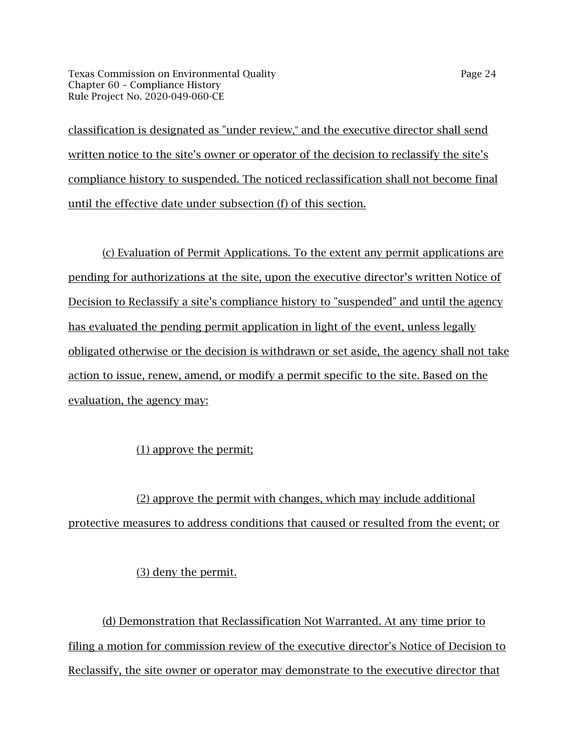classification is designated as "under review," and the executive director shall send written notice to the site's owner or operator of the decision to reclassify the site's compliance history to suspended. The noticed reclassification shall not become final until the effective date under subsection (f) of this section.

(c) Evaluation of Permit Applications. To the extent any permit applications are pending for authorizations at the site, upon the executive director's written Notice of Decision to Reclassify a site's compliance history to "suspended" and until the agency has evaluated the pending permit application in light of the event, unless legally obligated otherwise or the decision is withdrawn or set aside, the agency shall not take action to issue, renew, amend, or modify a permit specific to the site. Based on the evaluation, the agency may:

(1) approve the permit;

(2) approve the permit with changes, which may include additional protective measures to address conditions that caused or resulted from the event; or

(3) deny the permit.

(d) Demonstration that Reclassification Not Warranted. At any time prior to filing a motion for commission review of the executive director's Notice of Decision to Reclassify, the site owner or operator may demonstrate to the executive director that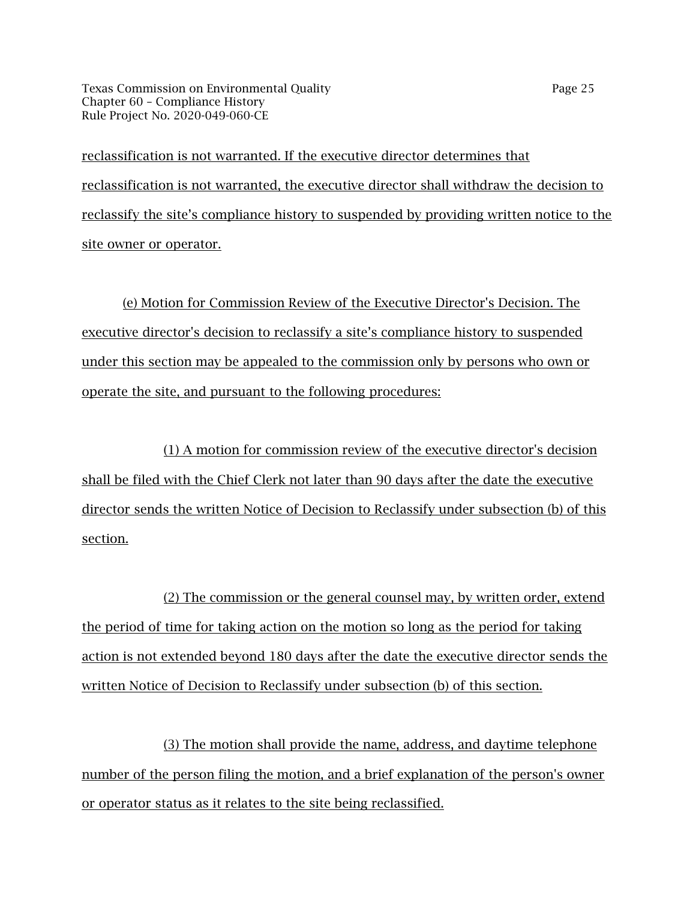reclassification is not warranted. If the executive director determines that reclassification is not warranted, the executive director shall withdraw the decision to reclassify the site's compliance history to suspended by providing written notice to the site owner or operator.

(e) Motion for Commission Review of the Executive Director's Decision. The executive director's decision to reclassify a site's compliance history to suspended under this section may be appealed to the commission only by persons who own or operate the site, and pursuant to the following procedures:

(1) A motion for commission review of the executive director's decision shall be filed with the Chief Clerk not later than 90 days after the date the executive director sends the written Notice of Decision to Reclassify under subsection (b) of this section.

(2) The commission or the general counsel may, by written order, extend the period of time for taking action on the motion so long as the period for taking action is not extended beyond 180 days after the date the executive director sends the written Notice of Decision to Reclassify under subsection (b) of this section.

(3) The motion shall provide the name, address, and daytime telephone number of the person filing the motion, and a brief explanation of the person's owner or operator status as it relates to the site being reclassified.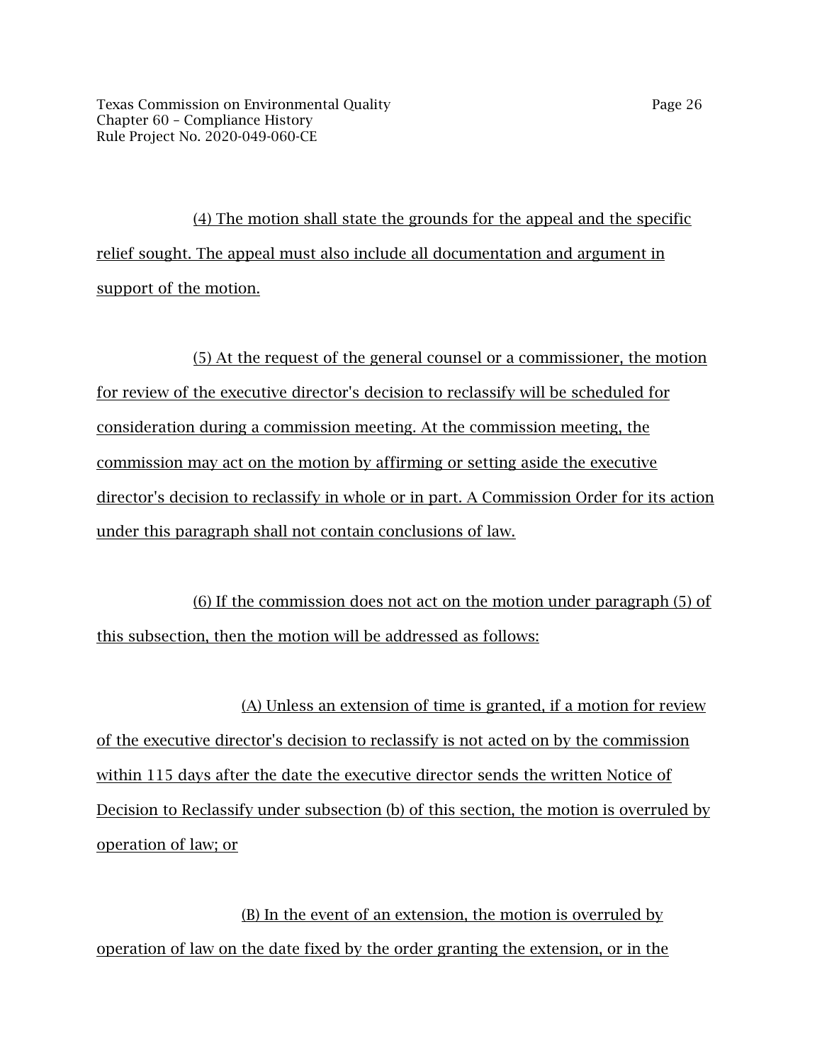(4) The motion shall state the grounds for the appeal and the specific relief sought. The appeal must also include all documentation and argument in support of the motion.

(5) At the request of the general counsel or a commissioner, the motion for review of the executive director's decision to reclassify will be scheduled for consideration during a commission meeting. At the commission meeting, the commission may act on the motion by affirming or setting aside the executive director's decision to reclassify in whole or in part. A Commission Order for its action under this paragraph shall not contain conclusions of law.

(6) If the commission does not act on the motion under paragraph (5) of this subsection, then the motion will be addressed as follows:

(A) Unless an extension of time is granted, if a motion for review of the executive director's decision to reclassify is not acted on by the commission within 115 days after the date the executive director sends the written Notice of Decision to Reclassify under subsection (b) of this section, the motion is overruled by operation of law; or

(B) In the event of an extension, the motion is overruled by operation of law on the date fixed by the order granting the extension, or in the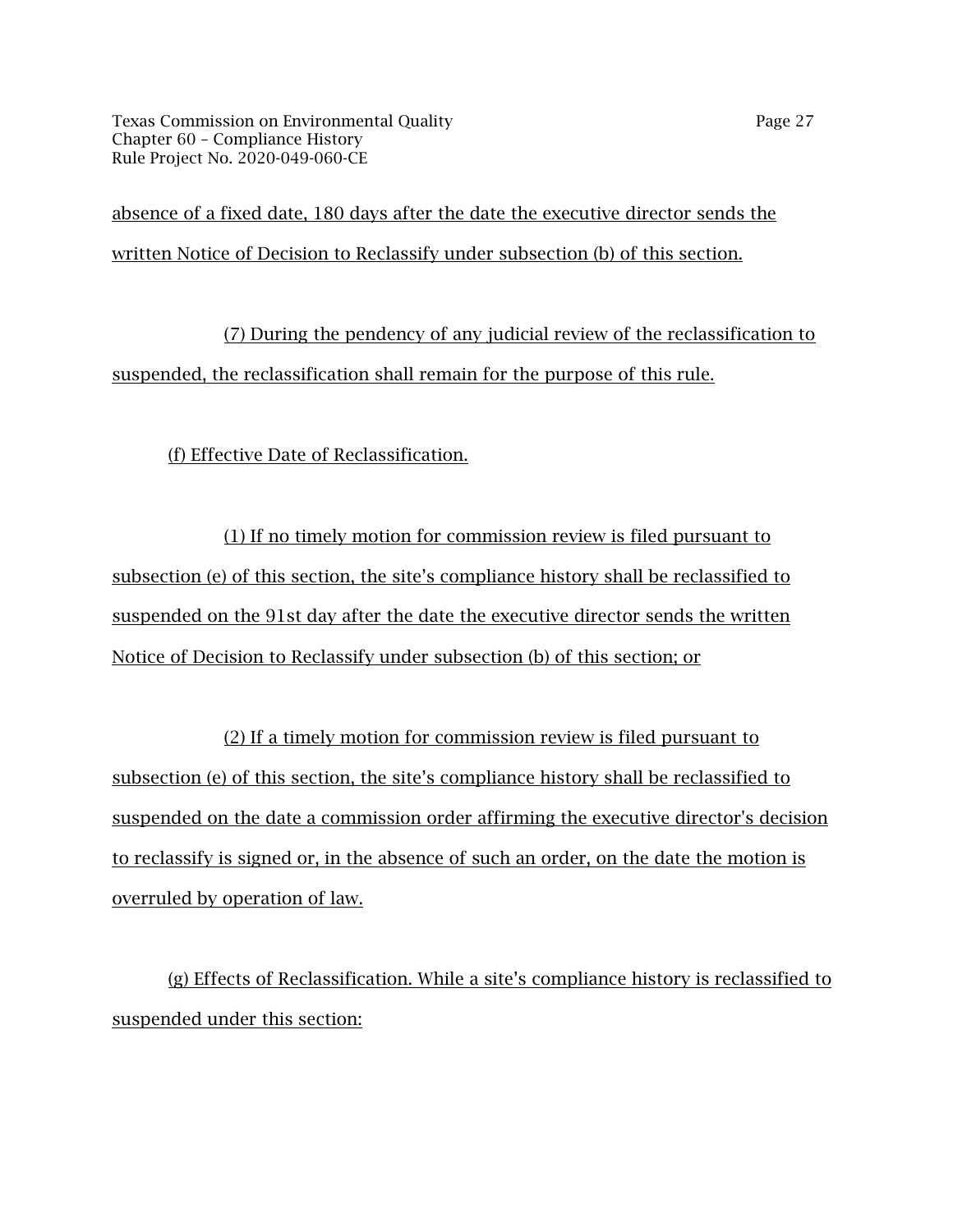absence of a fixed date, 180 days after the date the executive director sends the written Notice of Decision to Reclassify under subsection (b) of this section.

(7) During the pendency of any judicial review of the reclassification to suspended, the reclassification shall remain for the purpose of this rule.

(f) Effective Date of Reclassification.

(1) If no timely motion for commission review is filed pursuant to subsection (e) of this section, the site's compliance history shall be reclassified to suspended on the 91st day after the date the executive director sends the written Notice of Decision to Reclassify under subsection (b) of this section; or

(2) If a timely motion for commission review is filed pursuant to subsection (e) of this section, the site's compliance history shall be reclassified to suspended on the date a commission order affirming the executive director's decision to reclassify is signed or, in the absence of such an order, on the date the motion is overruled by operation of law.

(g) Effects of Reclassification. While a site's compliance history is reclassified to suspended under this section: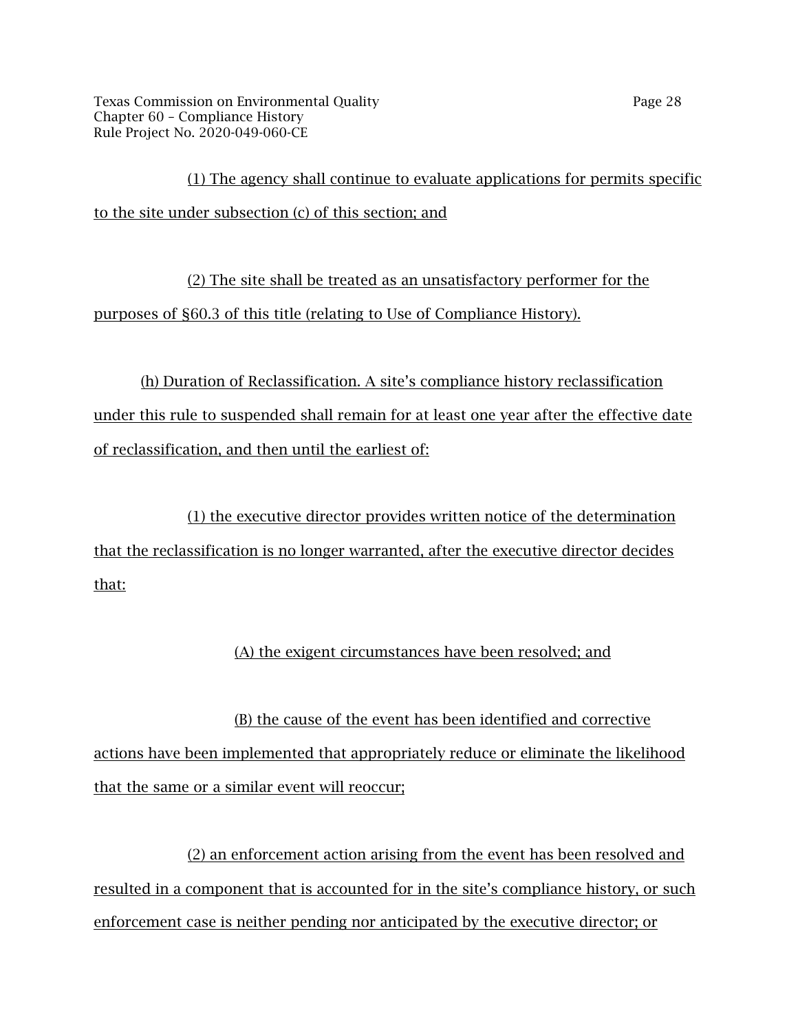(1) The agency shall continue to evaluate applications for permits specific to the site under subsection (c) of this section; and

(2) The site shall be treated as an unsatisfactory performer for the purposes of §60.3 of this title (relating to Use of Compliance History).

(h) Duration of Reclassification. A site's compliance history reclassification under this rule to suspended shall remain for at least one year after the effective date of reclassification, and then until the earliest of:

(1) the executive director provides written notice of the determination that the reclassification is no longer warranted, after the executive director decides that:

(A) the exigent circumstances have been resolved; and

(B) the cause of the event has been identified and corrective actions have been implemented that appropriately reduce or eliminate the likelihood that the same or a similar event will reoccur;

(2) an enforcement action arising from the event has been resolved and resulted in a component that is accounted for in the site's compliance history, or such enforcement case is neither pending nor anticipated by the executive director; or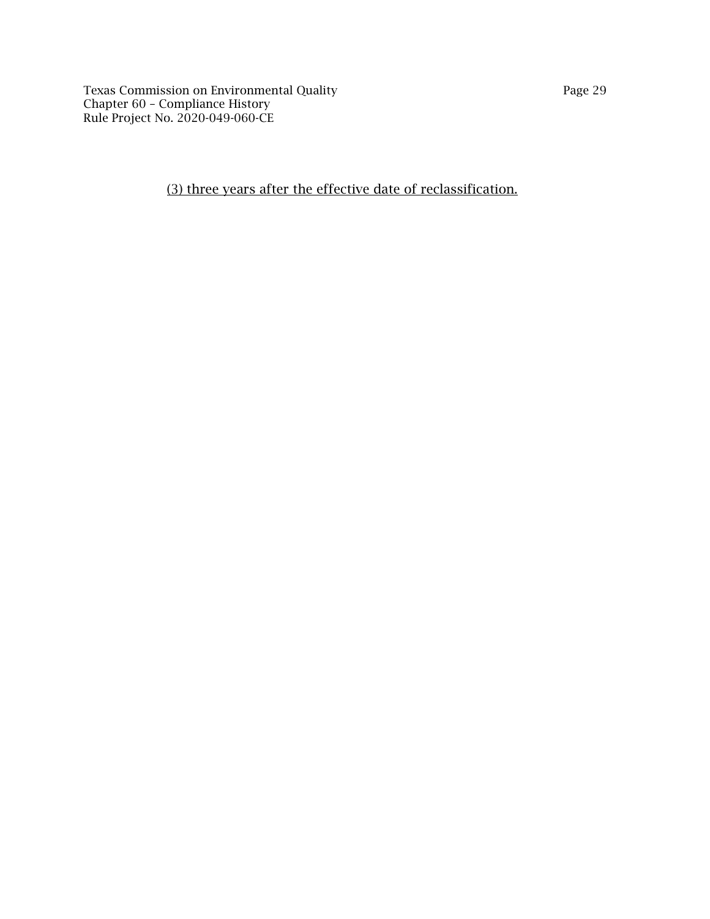<u>(3) three years after the effective date of reclassification.</u>